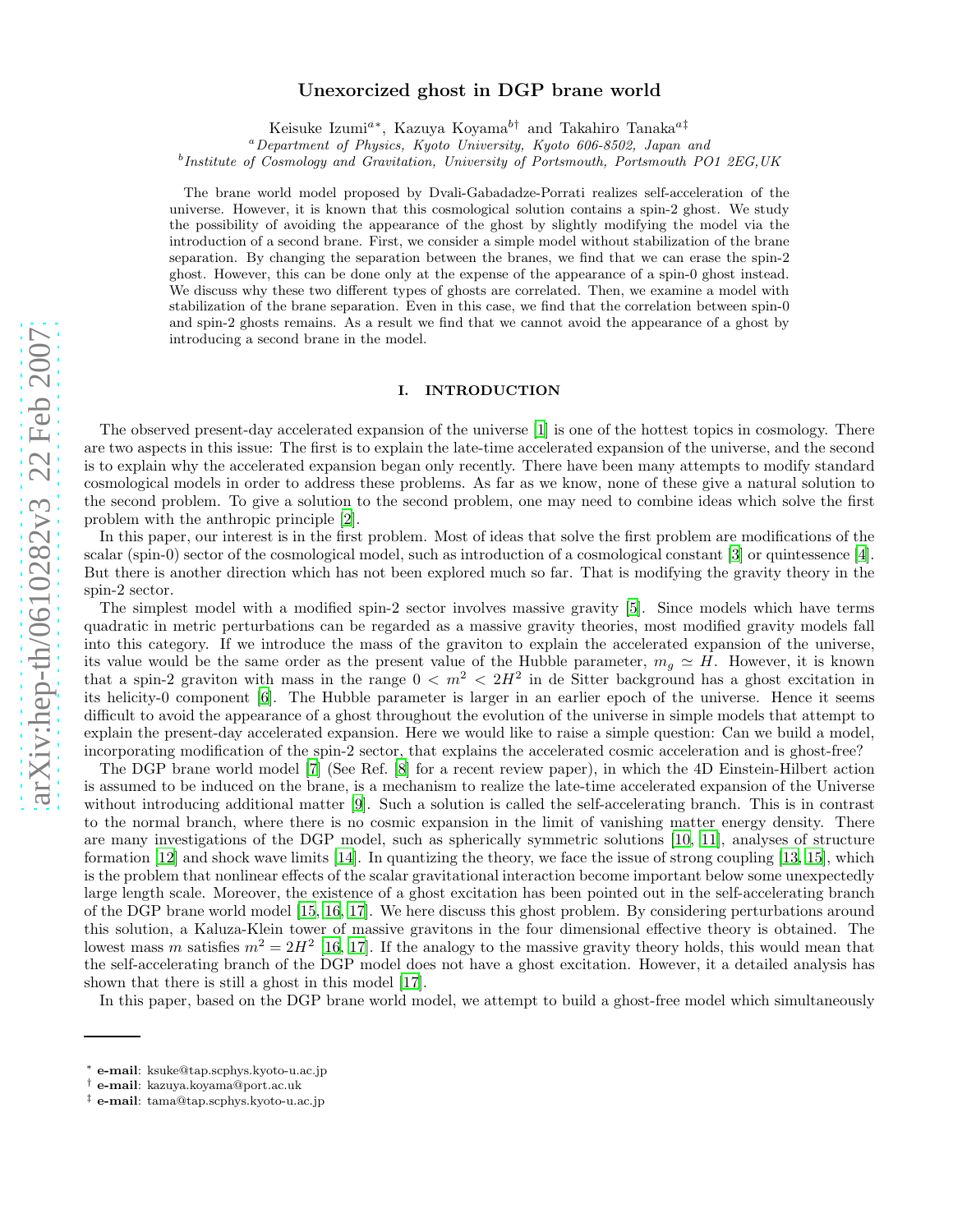# Unexorcized ghost in DGP brane world

Keisuke Izumi[a*], Kazuya Koyama[b†] and Takahiro Tanaka[a‡]

[a] *Department of Physics, Kyoto University, Kyoto 606-8502, Japan and*
[b] *Institute of Cosmology and Gravitation, University of Portsmouth, Portsmouth PO1 2EG,UK*

The brane world model proposed by Dvali-Gabadadze-Porrati realizes self-acceleration of the universe. However, it is known that this cosmological solution contains a spin-2 ghost. We study the possibility of avoiding the appearance of the ghost by slightly modifying the model via the introduction of a second brane. First, we consider a simple model without stabilization of the brane separation. By changing the separation between the branes, we find that we can erase the spin-2 ghost. However, this can be done only at the expense of the appearance of a spin-0 ghost instead. We discuss why these two different types of ghosts are correlated. Then, we examine a model with stabilization of the brane separation. Even in this case, we find that the correlation between spin-0 and spin-2 ghosts remains. As a result we find that we cannot avoid the appearance of a ghost by introducing a second brane in the model.

## I. INTRODUCTION

The observed present-day accelerated expansion of the universe [1] is one of the hottest topics in cosmology. There are two aspects in this issue: The first is to explain the late-time accelerated expansion of the universe, and the second is to explain why the accelerated expansion began only recently. There have been many attempts to modify standard cosmological models in order to address these problems. As far as we know, none of these give a natural solution to the second problem. To give a solution to the second problem, one may need to combine ideas which solve the first problem with the anthropic principle [2].

In this paper, our interest is in the first problem. Most of ideas that solve the first problem are modifications of the scalar (spin-0) sector of the cosmological model, such as introduction of a cosmological constant [3] or quintessence [4]. But there is another direction which has not been explored much so far. That is modifying the gravity theory in the spin-2 sector.

The simplest model with a modified spin-2 sector involves massive gravity [5]. Since models which have terms quadratic in metric perturbations can be regarded as a massive gravity theories, most modified gravity models fall into this category. If we introduce the mass of the graviton to explain the accelerated expansion of the universe, its value would be the same order as the present value of the Hubble parameter, $m_g \simeq H$. However, it is known that a spin-2 graviton with mass in the range $0 < m^2 < 2H^2$ in de Sitter background has a ghost excitation in its helicity-0 component [6]. The Hubble parameter is larger in an earlier epoch of the universe. Hence it seems difficult to avoid the appearance of a ghost throughout the evolution of the universe in simple models that attempt to explain the present-day accelerated expansion. Here we would like to raise a simple question: Can we build a model, incorporating modification of the spin-2 sector, that explains the accelerated cosmic acceleration and is ghost-free?

The DGP brane world model [7] (See Ref. [8] for a recent review paper), in which the 4D Einstein-Hilbert action is assumed to be induced on the brane, is a mechanism to realize the late-time accelerated expansion of the Universe without introducing additional matter [9]. Such a solution is called the self-accelerating branch. This is in contrast to the normal branch, where there is no cosmic expansion in the limit of vanishing matter energy density. There are many investigations of the DGP model, such as spherically symmetric solutions [10, 11], analyses of structure formation [12] and shock wave limits [14]. In quantizing the theory, we face the issue of strong coupling [13, 15], which is the problem that nonlinear effects of the scalar gravitational interaction become important below some unexpectedly large length scale. Moreover, the existence of a ghost excitation has been pointed out in the self-accelerating branch of the DGP brane world model [15, 16, 17]. We here discuss this ghost problem. By considering perturbations around this solution, a Kaluza-Klein tower of massive gravitons in the four dimensional effective theory is obtained. The lowest mass $m$ satisfies $m^2 = 2H^2$ [16, 17]. If the analogy to the massive gravity theory holds, this would mean that the self-accelerating branch of the DGP model does not have a ghost excitation. However, it a detailed analysis has shown that there is still a ghost in this model [17].

In this paper, based on the DGP brane world model, we attempt to build a ghost-free model which simultaneously

* **e-mail**: ksuke@tap.scphys.kyoto-u.ac.jp
† **e-mail**: kazuya.koyama@port.ac.uk
‡ **e-mail**: tama@tap.scphys.kyoto-u.ac.jp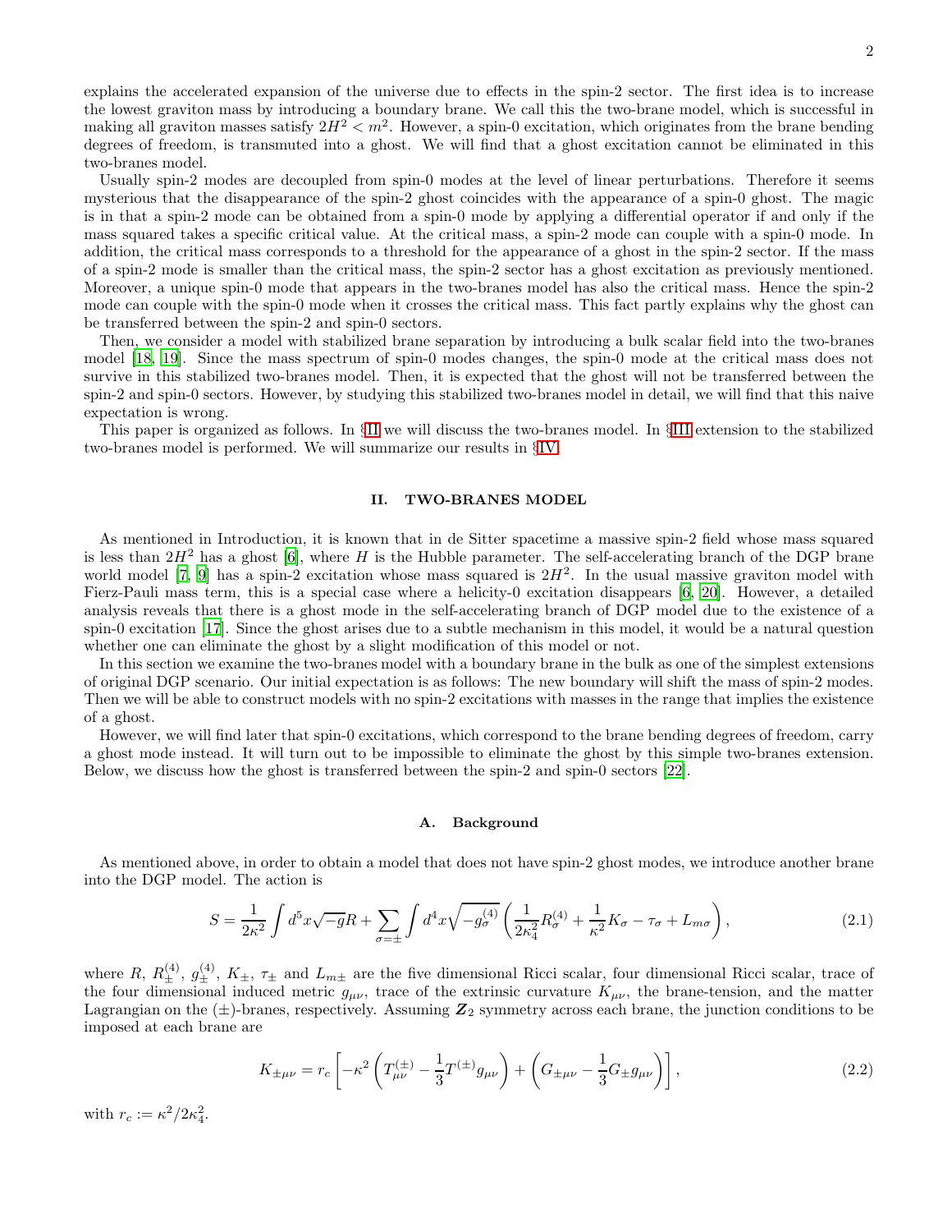explains the accelerated expansion of the universe due to effects in the spin-2 sector. The first idea is to increase the lowest graviton mass by introducing a boundary brane. We call this the two-brane model, which is successful in making all graviton masses satisfy $2H^2 < m^2$. However, a spin-0 excitation, which originates from the brane bending degrees of freedom, is transmuted into a ghost. We will find that a ghost excitation cannot be eliminated in this two-branes model.

Usually spin-2 modes are decoupled from spin-0 modes at the level of linear perturbations. Therefore it seems mysterious that the disappearance of the spin-2 ghost coincides with the appearance of a spin-0 ghost. The magic is in that a spin-2 mode can be obtained from a spin-0 mode by applying a differential operator if and only if the mass squared takes a specific critical value. At the critical mass, a spin-2 mode can couple with a spin-0 mode. In addition, the critical mass corresponds to a threshold for the appearance of a ghost in the spin-2 sector. If the mass of a spin-2 mode is smaller than the critical mass, the spin-2 sector has a ghost excitation as previously mentioned. Moreover, a unique spin-0 mode that appears in the two-branes model has also the critical mass. Hence the spin-2 mode can couple with the spin-0 mode when it crosses the critical mass. This fact partly explains why the ghost can be transferred between the spin-2 and spin-0 sectors.

Then, we consider a model with stabilized brane separation by introducing a bulk scalar field into the two-branes model [18, 19]. Since the mass spectrum of spin-0 modes changes, the spin-0 mode at the critical mass does not survive in this stabilized two-branes model. Then, it is expected that the ghost will not be transferred between the spin-2 and spin-0 sectors. However, by studying this stabilized two-branes model in detail, we will find that this naive expectation is wrong.

This paper is organized as follows. In §II we will discuss the two-branes model. In §III extension to the stabilized two-branes model is performed. We will summarize our results in §IV.

## II. TWO-BRANES MODEL

As mentioned in Introduction, it is known that in de Sitter spacetime a massive spin-2 field whose mass squared is less than $2H^2$ has a ghost [6], where $H$ is the Hubble parameter. The self-accelerating branch of the DGP brane world model [7, 9] has a spin-2 excitation whose mass squared is $2H^2$. In the usual massive graviton model with Fierz-Pauli mass term, this is a special case where a helicity-0 excitation disappears [6, 20]. However, a detailed analysis reveals that there is a ghost mode in the self-accelerating branch of DGP model due to the existence of a spin-0 excitation [17]. Since the ghost arises due to a subtle mechanism in this model, it would be a natural question whether one can eliminate the ghost by a slight modification of this model or not.

In this section we examine the two-branes model with a boundary brane in the bulk as one of the simplest extensions of original DGP scenario. Our initial expectation is as follows: The new boundary will shift the mass of spin-2 modes. Then we will be able to construct models with no spin-2 excitations with masses in the range that implies the existence of a ghost.

However, we will find later that spin-0 excitations, which correspond to the brane bending degrees of freedom, carry a ghost mode instead. It will turn out to be impossible to eliminate the ghost by this simple two-branes extension. Below, we discuss how the ghost is transferred between the spin-2 and spin-0 sectors [22].

### A. Background

As mentioned above, in order to obtain a model that does not have spin-2 ghost modes, we introduce another brane into the DGP model. The action is

$$S = \frac{1}{2\kappa^2}\int d^5x\sqrt{-g}R + \sum_{\sigma=\pm}\int d^4x\sqrt{-g_\sigma^{(4)}}\left(\frac{1}{2\kappa_4^2}R_\sigma^{(4)} + \frac{1}{\kappa^2}K_\sigma - \tau_\sigma + L_{m\sigma}\right), \tag{2.1}$$

where $R$, $R_\pm^{(4)}$, $g_\pm^{(4)}$, $K_\pm$, $\tau_\pm$ and $L_{m\pm}$ are the five dimensional Ricci scalar, four dimensional Ricci scalar, trace of the four dimensional induced metric $g_{\mu\nu}$, trace of the extrinsic curvature $K_{\mu\nu}$, the brane-tension, and the matter Lagrangian on the $(\pm)$-branes, respectively. Assuming $\boldsymbol{Z}_2$ symmetry across each brane, the junction conditions to be imposed at each brane are

$$K_{\pm\mu\nu} = r_c\left[-\kappa^2\left(T_{\mu\nu}^{(\pm)} - \frac{1}{3}T^{(\pm)}g_{\mu\nu}\right) + \left(G_{\pm\mu\nu} - \frac{1}{3}G_\pm g_{\mu\nu}\right)\right], \tag{2.2}$$

with $r_c := \kappa^2/2\kappa_4^2$.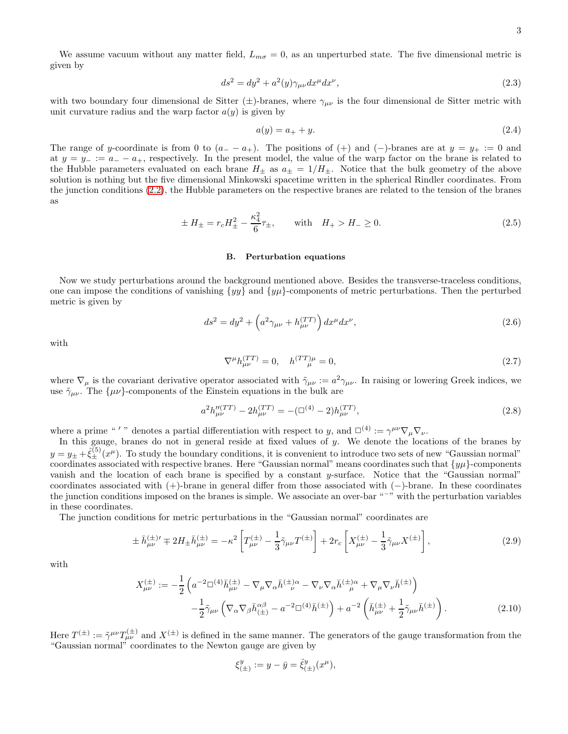We assume vacuum without any matter field, $L_{m\sigma} = 0$, as an unperturbed state. The five dimensional metric is given by

$$
ds^2 = dy^2 + a^2(y)\gamma_{\mu\nu}dx^\mu dx^\nu, \tag{2.3}
$$

with two boundary four dimensional de Sitter ($\pm$)-branes, where $\gamma_{\mu\nu}$ is the four dimensional de Sitter metric with unit curvature radius and the warp factor $a(y)$ is given by

$$
a(y) = a_+ + y. \tag{2.4}
$$

The range of $y$-coordinate is from 0 to $(a_- - a_+)$. The positions of (+) and (−)-branes are at $y = y_+ := 0$ and at $y = y_- := a_- - a_+$, respectively. In the present model, the value of the warp factor on the brane is related to the Hubble parameters evaluated on each brane $H_\pm$ as $a_\pm = 1/H_\pm$. Notice that the bulk geometry of the above solution is nothing but the five dimensional Minkowski spacetime written in the spherical Rindler coordinates. From the junction conditions (2.2), the Hubble parameters on the respective branes are related to the tension of the branes as

$$
\pm H_\pm = r_c H_\pm^2 - \frac{\kappa_4^2}{6}\tau_\pm, \qquad \text{with} \quad H_+ > H_- \geq 0. \tag{2.5}
$$

### B. Perturbation equations

Now we study perturbations around the background mentioned above. Besides the transverse-traceless conditions, one can impose the conditions of vanishing $\{yy\}$ and $\{y\mu\}$-components of metric perturbations. Then the perturbed metric is given by

$$
ds^2 = dy^2 + \left(a^2\gamma_{\mu\nu} + h_{\mu\nu}^{(TT)}\right)dx^\mu dx^\nu, \tag{2.6}
$$

with

$$
\nabla^\mu h_{\mu\nu}^{(TT)} = 0, \quad h^{(TT)\mu}_{\ \ \mu} = 0, \tag{2.7}
$$

where $\nabla_\mu$ is the covariant derivative operator associated with $\tilde{\gamma}_{\mu\nu} := a^2\gamma_{\mu\nu}$. In raising or lowering Greek indices, we use $\tilde{\gamma}_{\mu\nu}$. The $\{\mu\nu\}$-components of the Einstein equations in the bulk are

$$
a^2 h_{\mu\nu}^{\prime\prime(TT)} - 2h_{\mu\nu}^{(TT)} = -(\Box^{(4)} - 2)h_{\mu\nu}^{(TT)}, \tag{2.8}
$$

where a prime " $'$ " denotes a partial differentiation with respect to $y$, and $\Box^{(4)} := \gamma^{\mu\nu}\nabla_\mu\nabla_\nu$.

In this gauge, branes do not in general reside at fixed values of $y$. We denote the locations of the branes by $y = y_\pm + \hat{\xi}_\pm^{(5)}(x^\mu)$. To study the boundary conditions, it is convenient to introduce two sets of new "Gaussian normal" coordinates associated with respective branes. Here "Gaussian normal" means coordinates such that $\{y\mu\}$-components vanish and the location of each brane is specified by a constant $y$-surface. Notice that the "Gaussian normal" coordinates associated with (+)-brane in general differ from those associated with (−)-brane. In these coordinates the junction conditions imposed on the branes is simple. We associate an over-bar "$^-$" with the perturbation variables in these coordinates.

The junction conditions for metric perturbations in the "Gaussian normal" coordinates are

$$
\pm \bar{h}_{\mu\nu}^{(\pm)\prime} \mp 2H_\pm \bar{h}_{\mu\nu}^{(\pm)} = -\kappa^2\left[T_{\mu\nu}^{(\pm)} - \frac{1}{3}\tilde{\gamma}_{\mu\nu}T^{(\pm)}\right] + 2r_c\left[X_{\mu\nu}^{(\pm)} - \frac{1}{3}\tilde{\gamma}_{\mu\nu}X^{(\pm)}\right], \tag{2.9}
$$

with

$$
\begin{aligned}
X_{\mu\nu}^{(\pm)} := &-\frac{1}{2}\left(a^{-2}\Box^{(4)}\bar{h}_{\mu\nu}^{(\pm)} - \nabla_\mu\nabla_\alpha\bar{h}^{(\pm)\alpha}_{\ \ \nu} - \nabla_\nu\nabla_\alpha\bar{h}^{(\pm)\alpha}_{\ \ \mu} + \nabla_\mu\nabla_\nu\bar{h}^{(\pm)}\right) \\
&-\frac{1}{2}\tilde{\gamma}_{\mu\nu}\left(\nabla_\alpha\nabla_\beta\bar{h}^{\alpha\beta}_{(\pm)} - a^{-2}\Box^{(4)}\bar{h}^{(\pm)}\right) + a^{-2}\left(\bar{h}_{\mu\nu}^{(\pm)} + \frac{1}{2}\tilde{\gamma}_{\mu\nu}\bar{h}^{(\pm)}\right).
\end{aligned} \tag{2.10}
$$

Here $T^{(\pm)} := \tilde{\gamma}^{\mu\nu}T_{\mu\nu}^{(\pm)}$ and $X^{(\pm)}$ is defined in the same manner. The generators of the gauge transformation from the "Gaussian normal" coordinates to the Newton gauge are given by

$$
\xi^y_{(\pm)} := y - \bar{y} = \hat{\xi}^y_{(\pm)}(x^\mu),
$$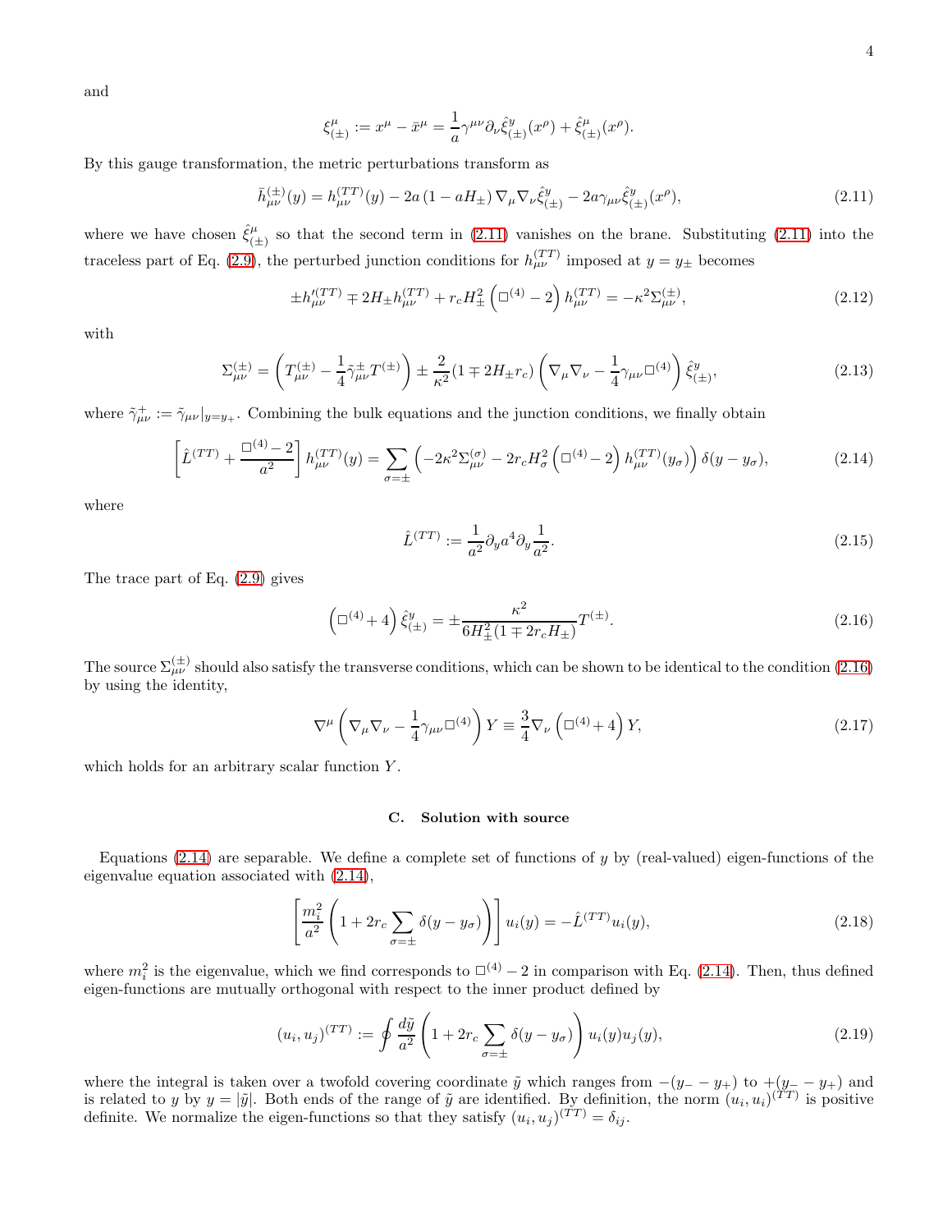and

$$\xi^{\mu}_{(\pm)} := x^{\mu} - \bar{x}^{\mu} = \frac{1}{a}\gamma^{\mu\nu}\partial_{\nu}\hat{\xi}^{y}_{(\pm)}(x^{\rho}) + \hat{\xi}^{\mu}_{(\pm)}(x^{\rho}).$$

By this gauge transformation, the metric perturbations transform as

$$\bar{h}^{(\pm)}_{\mu\nu}(y) = h^{(TT)}_{\mu\nu}(y) - 2a\left(1 - aH_{\pm}\right)\nabla_{\mu}\nabla_{\nu}\hat{\xi}^{y}_{(\pm)} - 2a\gamma_{\mu\nu}\hat{\xi}^{y}_{(\pm)}(x^{\rho}), \tag{2.11}$$

where we have chosen $\hat{\xi}^{\mu}_{(\pm)}$ so that the second term in (2.11) vanishes on the brane. Substituting (2.11) into the traceless part of Eq. (2.9), the perturbed junction conditions for $h^{(TT)}_{\mu\nu}$ imposed at $y = y_{\pm}$ becomes

$$\pm h'^{(TT)}_{\mu\nu} \mp 2H_{\pm}h^{(TT)}_{\mu\nu} + r_c H^2_{\pm}\left(\Box^{(4)} - 2\right)h^{(TT)}_{\mu\nu} = -\kappa^2\Sigma^{(\pm)}_{\mu\nu}, \tag{2.12}$$

with

$$\Sigma^{(\pm)}_{\mu\nu} = \left(T^{(\pm)}_{\mu\nu} - \frac{1}{4}\tilde{\gamma}^{\pm}_{\mu\nu}T^{(\pm)}\right) \pm \frac{2}{\kappa^2}(1 \mp 2H_{\pm}r_c)\left(\nabla_{\mu}\nabla_{\nu} - \frac{1}{4}\gamma_{\mu\nu}\Box^{(4)}\right)\hat{\xi}^{y}_{(\pm)}, \tag{2.13}$$

where $\tilde{\gamma}^{+}_{\mu\nu} := \tilde{\gamma}_{\mu\nu}|_{y=y_+}$. Combining the bulk equations and the junction conditions, we finally obtain

$$\left[\hat{L}^{(TT)} + \frac{\Box^{(4)} - 2}{a^2}\right]h^{(TT)}_{\mu\nu}(y) = \sum_{\sigma=\pm}\left(-2\kappa^2\Sigma^{(\sigma)}_{\mu\nu} - 2r_c H^2_{\sigma}\left(\Box^{(4)} - 2\right)h^{(TT)}_{\mu\nu}(y_{\sigma})\right)\delta(y - y_{\sigma}), \tag{2.14}$$

where

$$\hat{L}^{(TT)} := \frac{1}{a^2}\partial_y a^4 \partial_y \frac{1}{a^2}. \tag{2.15}$$

The trace part of Eq. (2.9) gives

$$\left(\Box^{(4)} + 4\right)\hat{\xi}^{y}_{(\pm)} = \pm\frac{\kappa^2}{6H^2_{\pm}(1 \mp 2r_c H_{\pm})}T^{(\pm)}. \tag{2.16}$$

The source $\Sigma^{(\pm)}_{\mu\nu}$ should also satisfy the transverse conditions, which can be shown to be identical to the condition (2.16) by using the identity,

$$\nabla^{\mu}\left(\nabla_{\mu}\nabla_{\nu} - \frac{1}{4}\gamma_{\mu\nu}\Box^{(4)}\right)Y \equiv \frac{3}{4}\nabla_{\nu}\left(\Box^{(4)} + 4\right)Y, \tag{2.17}$$

which holds for an arbitrary scalar function $Y$.

### C. Solution with source

Equations (2.14) are separable. We define a complete set of functions of $y$ by (real-valued) eigen-functions of the eigenvalue equation associated with (2.14),

$$\left[\frac{m_i^2}{a^2}\left(1 + 2r_c\sum_{\sigma=\pm}\delta(y - y_{\sigma})\right)\right]u_i(y) = -\hat{L}^{(TT)}u_i(y), \tag{2.18}$$

where $m_i^2$ is the eigenvalue, which we find corresponds to $\Box^{(4)} - 2$ in comparison with Eq. (2.14). Then, thus defined eigen-functions are mutually orthogonal with respect to the inner product defined by

$$(u_i, u_j)^{(TT)} := \oint\frac{d\tilde{y}}{a^2}\left(1 + 2r_c\sum_{\sigma=\pm}\delta(y - y_{\sigma})\right)u_i(y)u_j(y), \tag{2.19}$$

where the integral is taken over a twofold covering coordinate $\tilde{y}$ which ranges from $-(y_- - y_+)$ to $+(y_- - y_+)$ and is related to $y$ by $y = |\tilde{y}|$. Both ends of the range of $\tilde{y}$ are identified. By definition, the norm $(u_i, u_i)^{(TT)}$ is positive definite. We normalize the eigen-functions so that they satisfy $(u_i, u_j)^{(TT)} = \delta_{ij}$.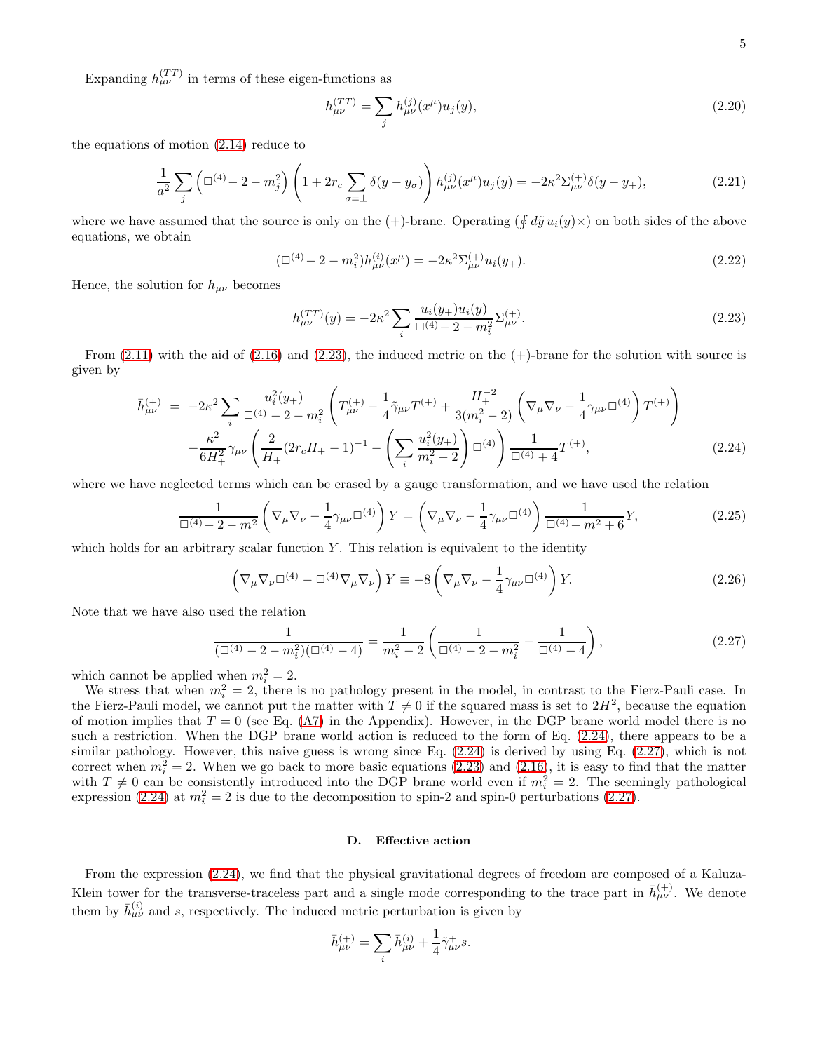Expanding $h_{\mu\nu}^{(TT)}$ in terms of these eigen-functions as

$$h_{\mu\nu}^{(TT)} = \sum_j h_{\mu\nu}^{(j)}(x^\mu) u_j(y), \tag{2.20}$$

the equations of motion (2.14) reduce to

$$\frac{1}{a^2}\sum_j \left(\Box^{(4)} - 2 - m_j^2\right)\left(1 + 2r_c \sum_{\sigma=\pm}\delta(y - y_\sigma)\right) h_{\mu\nu}^{(j)}(x^\mu) u_j(y) = -2\kappa^2 \Sigma_{\mu\nu}^{(+)} \delta(y - y_+), \tag{2.21}$$

where we have assumed that the source is only on the (+)-brane. Operating ($\oint d\tilde{y}\, u_i(y)\times$) on both sides of the above equations, we obtain

$$(\Box^{(4)} - 2 - m_i^2) h_{\mu\nu}^{(i)}(x^\mu) = -2\kappa^2 \Sigma_{\mu\nu}^{(+)} u_i(y_+). \tag{2.22}$$

Hence, the solution for $h_{\mu\nu}$ becomes

$$h_{\mu\nu}^{(TT)}(y) = -2\kappa^2 \sum_i \frac{u_i(y_+) u_i(y)}{\Box^{(4)} - 2 - m_i^2} \Sigma_{\mu\nu}^{(+)}. \tag{2.23}$$

From (2.11) with the aid of (2.16) and (2.23), the induced metric on the (+)-brane for the solution with source is given by

$$\begin{aligned}
\bar{h}_{\mu\nu}^{(+)} &= -2\kappa^2 \sum_i \frac{u_i^2(y_+)}{\Box^{(4)} - 2 - m_i^2}\left(T_{\mu\nu}^{(+)} - \frac{1}{4}\tilde{\gamma}_{\mu\nu} T^{(+)} + \frac{H_+^{-2}}{3(m_i^2 - 2)}\left(\nabla_\mu \nabla_\nu - \frac{1}{4}\gamma_{\mu\nu}\Box^{(4)}\right) T^{(+)}\right) \\
&\quad + \frac{\kappa^2}{6H_+^2}\gamma_{\mu\nu}\left(\frac{2}{H_+}(2r_c H_+ - 1)^{-1} - \left(\sum_i \frac{u_i^2(y_+)}{m_i^2 - 2}\right)\Box^{(4)}\right)\frac{1}{\Box^{(4)} + 4} T^{(+)},
\end{aligned} \tag{2.24}$$

where we have neglected terms which can be erased by a gauge transformation, and we have used the relation

$$\frac{1}{\Box^{(4)} - 2 - m^2}\left(\nabla_\mu \nabla_\nu - \frac{1}{4}\gamma_{\mu\nu}\Box^{(4)}\right) Y = \left(\nabla_\mu \nabla_\nu - \frac{1}{4}\gamma_{\mu\nu}\Box^{(4)}\right)\frac{1}{\Box^{(4)} - m^2 + 6} Y, \tag{2.25}$$

which holds for an arbitrary scalar function $Y$. This relation is equivalent to the identity

$$\left(\nabla_\mu \nabla_\nu \Box^{(4)} - \Box^{(4)} \nabla_\mu \nabla_\nu\right) Y \equiv -8\left(\nabla_\mu \nabla_\nu - \frac{1}{4}\gamma_{\mu\nu}\Box^{(4)}\right) Y. \tag{2.26}$$

Note that we have also used the relation

$$\frac{1}{(\Box^{(4)} - 2 - m_i^2)(\Box^{(4)} - 4)} = \frac{1}{m_i^2 - 2}\left(\frac{1}{\Box^{(4)} - 2 - m_i^2} - \frac{1}{\Box^{(4)} - 4}\right), \tag{2.27}$$

which cannot be applied when $m_i^2 = 2$.

We stress that when $m_i^2 = 2$, there is no pathology present in the model, in contrast to the Fierz-Pauli case. In the Fierz-Pauli model, we cannot put the matter with $T \neq 0$ if the squared mass is set to $2H^2$, because the equation of motion implies that $T = 0$ (see Eq. (A7) in the Appendix). However, in the DGP brane world model there is no such a restriction. When the DGP brane world action is reduced to the form of Eq. (2.24), there appears to be a similar pathology. However, this naive guess is wrong since Eq. (2.24) is derived by using Eq. (2.27), which is not correct when $m_i^2 = 2$. When we go back to more basic equations (2.23) and (2.16), it is easy to find that the matter with $T \neq 0$ can be consistently introduced into the DGP brane world even if $m_i^2 = 2$. The seemingly pathological expression (2.24) at $m_i^2 = 2$ is due to the decomposition to spin-2 and spin-0 perturbations (2.27).

### D. Effective action

From the expression (2.24), we find that the physical gravitational degrees of freedom are composed of a Kaluza-Klein tower for the transverse-traceless part and a single mode corresponding to the trace part in $\bar{h}_{\mu\nu}^{(+)}$. We denote them by $\bar{h}_{\mu\nu}^{(i)}$ and $s$, respectively. The induced metric perturbation is given by

$$\bar{h}_{\mu\nu}^{(+)} = \sum_i \bar{h}_{\mu\nu}^{(i)} + \frac{1}{4}\tilde{\gamma}_{\mu\nu}^{+} s.$$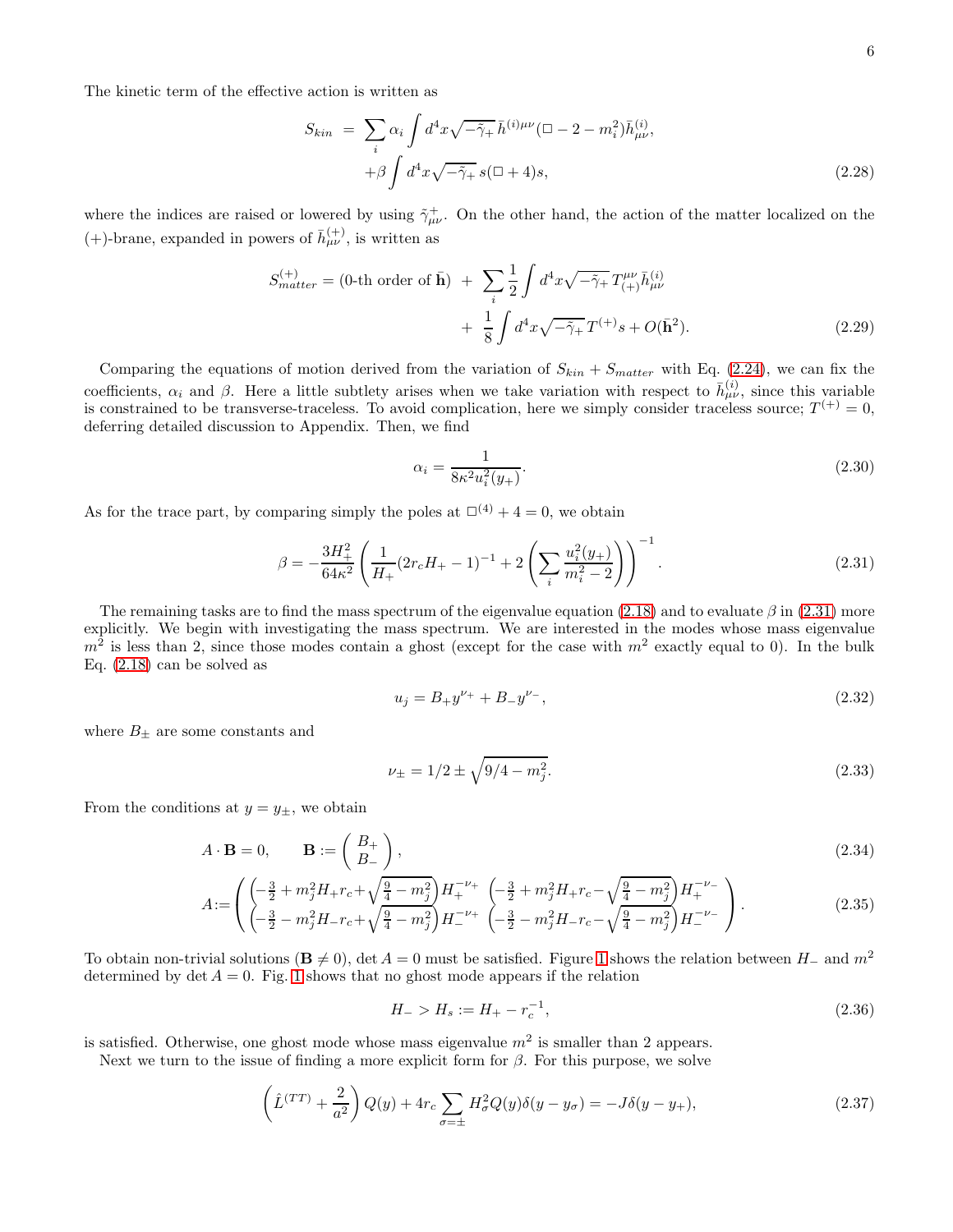The kinetic term of the effective action is written as

$$
\begin{aligned}
S_{kin} \;=\; & \sum_i \alpha_i \int d^4x \sqrt{-\tilde{\gamma}_+}\, \bar{h}^{(i)\mu\nu}(\Box - 2 - m_i^2)\bar{h}^{(i)}_{\mu\nu}, \\
& + \beta \int d^4x \sqrt{-\tilde{\gamma}_+}\, s(\Box + 4)s,
\end{aligned} \tag{2.28}
$$

where the indices are raised or lowered by using $\tilde{\gamma}^+_{\mu\nu}$. On the other hand, the action of the matter localized on the (+)-brane, expanded in powers of $\bar{h}^{(+)}_{\mu\nu}$, is written as

$$
\begin{aligned}
S^{(+)}_{matter} = (\text{0-th order of } \bar{\mathbf{h}}) \;+\; & \sum_i \frac{1}{2}\int d^4x \sqrt{-\tilde{\gamma}_+}\, T^{\mu\nu}_{(+)} \bar{h}^{(i)}_{\mu\nu} \\
& +\; \frac{1}{8}\int d^4x \sqrt{-\tilde{\gamma}_+}\, T^{(+)} s + O(\bar{\mathbf{h}}^2).
\end{aligned} \tag{2.29}
$$

Comparing the equations of motion derived from the variation of $S_{kin} + S_{matter}$ with Eq. (2.24), we can fix the coefficients, $\alpha_i$ and $\beta$. Here a little subtlety arises when we take variation with respect to $\bar{h}^{(i)}_{\mu\nu}$, since this variable is constrained to be transverse-traceless. To avoid complication, here we simply consider traceless source; $T^{(+)} = 0$, deferring detailed discussion to Appendix. Then, we find

$$
\alpha_i = \frac{1}{8\kappa^2 u_i^2(y_+)}. \tag{2.30}
$$

As for the trace part, by comparing simply the poles at $\Box^{(4)} + 4 = 0$, we obtain

$$
\beta = -\frac{3H_+^2}{64\kappa^2}\left(\frac{1}{H_+}(2r_cH_+ - 1)^{-1} + 2\left(\sum_i \frac{u_i^2(y_+)}{m_i^2 - 2}\right)\right)^{-1}. \tag{2.31}
$$

The remaining tasks are to find the mass spectrum of the eigenvalue equation (2.18) and to evaluate $\beta$ in (2.31) more explicitly. We begin with investigating the mass spectrum. We are interested in the modes whose mass eigenvalue $m^2$ is less than 2, since those modes contain a ghost (except for the case with $m^2$ exactly equal to 0). In the bulk Eq. (2.18) can be solved as

$$
u_j = B_+ y^{\nu_+} + B_- y^{\nu_-}, \tag{2.32}
$$

where $B_\pm$ are some constants and

$$
\nu_\pm = 1/2 \pm \sqrt{9/4 - m_j^2}. \tag{2.33}
$$

From the conditions at $y = y_\pm$, we obtain

$$
A \cdot \mathbf{B} = 0, \qquad \mathbf{B} := \begin{pmatrix} B_+ \\ B_- \end{pmatrix}, \tag{2.34}
$$

$$
A := \begin{pmatrix} \left(-\frac{3}{2} + m_j^2 H_+ r_c + \sqrt{\frac{9}{4} - m_j^2}\right) H_+^{-\nu_+} & \left(-\frac{3}{2} + m_j^2 H_+ r_c - \sqrt{\frac{9}{4} - m_j^2}\right) H_+^{-\nu_-} \\ \left(-\frac{3}{2} - m_j^2 H_- r_c + \sqrt{\frac{9}{4} - m_j^2}\right) H_-^{-\nu_+} & \left(-\frac{3}{2} - m_j^2 H_- r_c - \sqrt{\frac{9}{4} - m_j^2}\right) H_-^{-\nu_-} \end{pmatrix}. \tag{2.35}
$$

To obtain non-trivial solutions ($\mathbf{B} \neq 0$), $\det A = 0$ must be satisfied. Figure 1 shows the relation between $H_-$ and $m^2$ determined by $\det A = 0$. Fig. 1 shows that no ghost mode appears if the relation

$$
H_- > H_s := H_+ - r_c^{-1}, \tag{2.36}
$$

is satisfied. Otherwise, one ghost mode whose mass eigenvalue $m^2$ is smaller than 2 appears.

Next we turn to the issue of finding a more explicit form for $\beta$. For this purpose, we solve

$$
\left(\hat{L}^{(TT)} + \frac{2}{a^2}\right) Q(y) + 4r_c \sum_{\sigma=\pm} H_\sigma^2 Q(y)\delta(y - y_\sigma) = -J\delta(y - y_+), \tag{2.37}
$$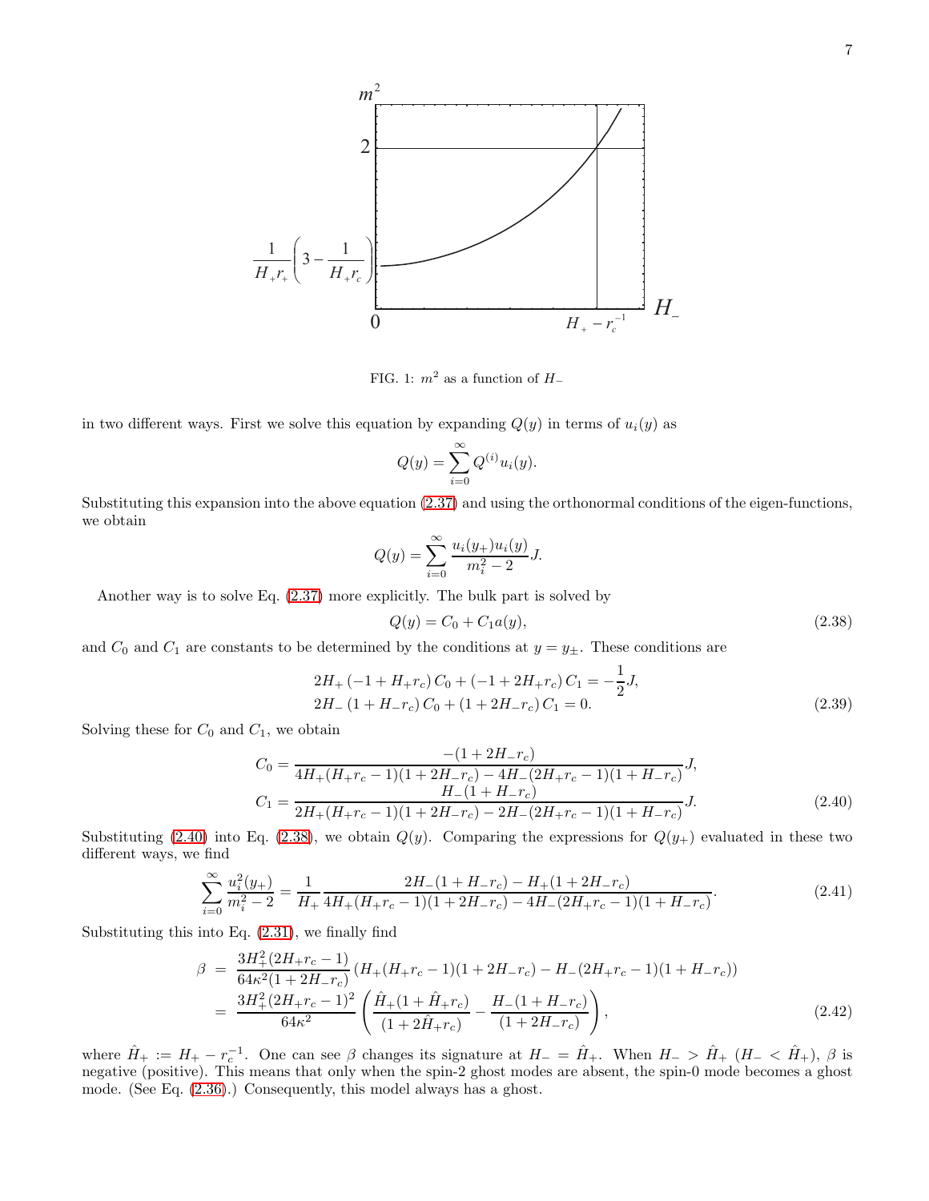FIG. 1: $m^2$ as a function of $H_-$

in two different ways. First we solve this equation by expanding $Q(y)$ in terms of $u_i(y)$ as

$$Q(y) = \sum_{i=0}^{\infty} Q^{(i)} u_i(y).$$

Substituting this expansion into the above equation (2.37) and using the orthonormal conditions of the eigen-functions, we obtain

$$Q(y) = \sum_{i=0}^{\infty} \frac{u_i(y_+) u_i(y)}{m_i^2 - 2} J.$$

Another way is to solve Eq. (2.37) more explicitly. The bulk part is solved by

$$Q(y) = C_0 + C_1 a(y), \tag{2.38}$$

and $C_0$ and $C_1$ are constants to be determined by the conditions at $y = y_\pm$. These conditions are

$$\begin{aligned}
&2H_+ \left(-1 + H_+ r_c\right) C_0 + \left(-1 + 2H_+ r_c\right) C_1 = -\frac{1}{2} J, \\
&2H_- \left(1 + H_- r_c\right) C_0 + \left(1 + 2H_- r_c\right) C_1 = 0.
\end{aligned} \tag{2.39}$$

Solving these for $C_0$ and $C_1$, we obtain

$$\begin{aligned}
C_0 &= \frac{-(1 + 2H_- r_c)}{4H_+(H_+ r_c - 1)(1 + 2H_- r_c) - 4H_-(2H_+ r_c - 1)(1 + H_- r_c)} J, \\
C_1 &= \frac{H_-(1 + H_- r_c)}{2H_+(H_+ r_c - 1)(1 + 2H_- r_c) - 2H_-(2H_+ r_c - 1)(1 + H_- r_c)} J.
\end{aligned} \tag{2.40}$$

Substituting (2.40) into Eq. (2.38), we obtain $Q(y)$. Comparing the expressions for $Q(y_+)$ evaluated in these two different ways, we find

$$\sum_{i=0}^{\infty} \frac{u_i^2(y_+)}{m_i^2 - 2} = \frac{1}{H_+} \frac{2H_-(1 + H_- r_c) - H_+(1 + 2H_- r_c)}{4H_+(H_+ r_c - 1)(1 + 2H_- r_c) - 4H_-(2H_+ r_c - 1)(1 + H_- r_c)}. \tag{2.41}$$

Substituting this into Eq. (2.31), we finally find

$$\begin{aligned}
\beta &= \frac{3H_+^2(2H_+ r_c - 1)}{64\kappa^2(1 + 2H_- r_c)} \left(H_+(H_+ r_c - 1)(1 + 2H_- r_c) - H_-(2H_+ r_c - 1)(1 + H_- r_c)\right) \\
&= \frac{3H_+^2(2H_+ r_c - 1)^2}{64\kappa^2} \left( \frac{\hat{H}_+(1 + \hat{H}_+ r_c)}{(1 + 2\hat{H}_+ r_c)} - \frac{H_-(1 + H_- r_c)}{(1 + 2H_- r_c)} \right),
\end{aligned} \tag{2.42}$$

where $\hat{H}_+ := H_+ - r_c^{-1}$. One can see $\beta$ changes its signature at $H_- = \hat{H}_+$. When $H_- > \hat{H}_+$ ($H_- < \hat{H}_+$), $\beta$ is negative (positive). This means that only when the spin-2 ghost modes are absent, the spin-0 mode becomes a ghost mode. (See Eq. (2.36).) Consequently, this model always has a ghost.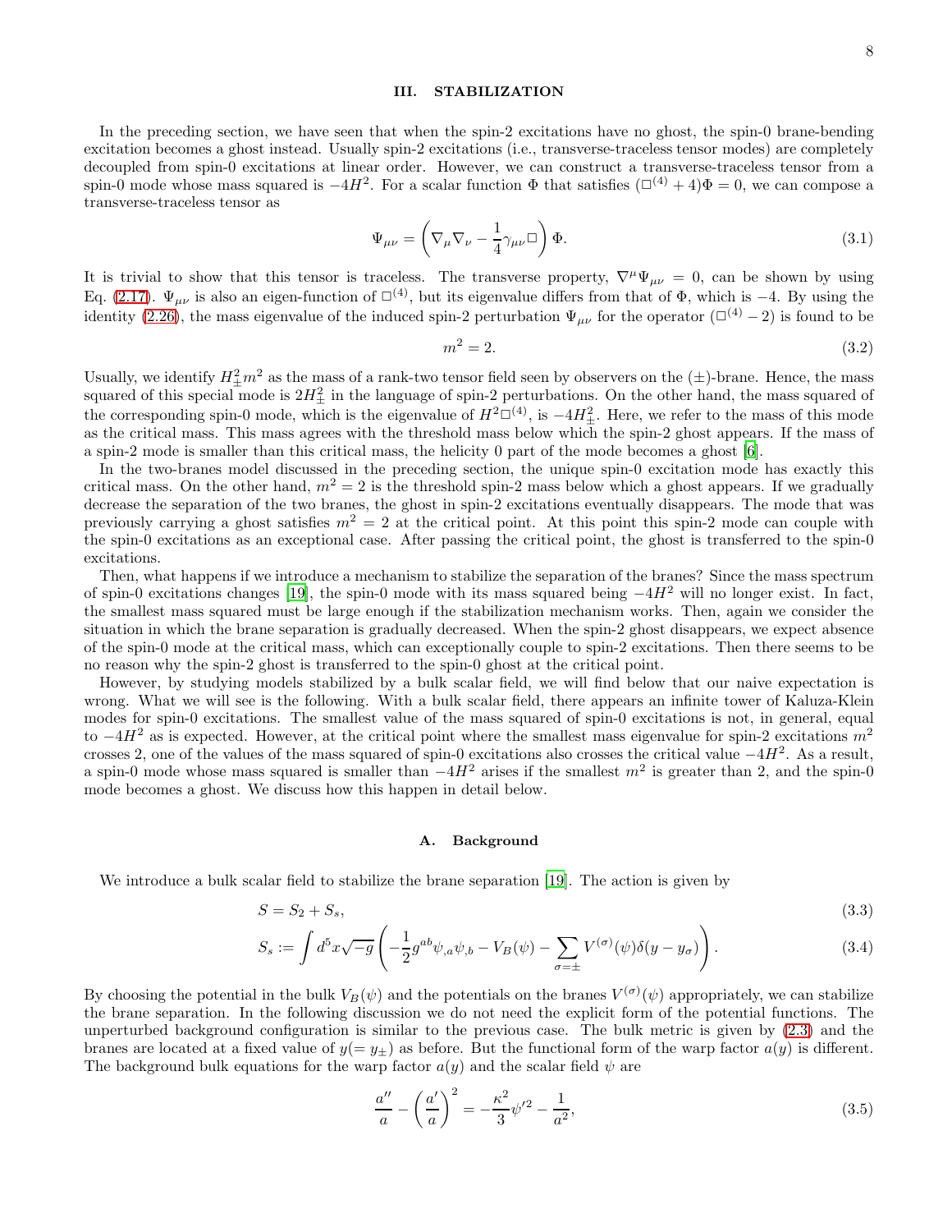## III. STABILIZATION

In the preceding section, we have seen that when the spin-2 excitations have no ghost, the spin-0 brane-bending excitation becomes a ghost instead. Usually spin-2 excitations (i.e., transverse-traceless tensor modes) are completely decoupled from spin-0 excitations at linear order. However, we can construct a transverse-traceless tensor from a spin-0 mode whose mass squared is $-4H^2$. For a scalar function $\Phi$ that satisfies $(\Box^{(4)} + 4)\Phi = 0$, we can compose a transverse-traceless tensor as

$$\Psi_{\mu\nu} = \left(\nabla_\mu \nabla_\nu - \frac{1}{4}\gamma_{\mu\nu}\Box\right)\Phi. \tag{3.1}$$

It is trivial to show that this tensor is traceless. The transverse property, $\nabla^\mu \Psi_{\mu\nu} = 0$, can be shown by using Eq. (2.17). $\Psi_{\mu\nu}$ is also an eigen-function of $\Box^{(4)}$, but its eigenvalue differs from that of $\Phi$, which is $-4$. By using the identity (2.26), the mass eigenvalue of the induced spin-2 perturbation $\Psi_{\mu\nu}$ for the operator $(\Box^{(4)} - 2)$ is found to be

$$m^2 = 2. \tag{3.2}$$

Usually, we identify $H_\pm^2 m^2$ as the mass of a rank-two tensor field seen by observers on the $(\pm)$-brane. Hence, the mass squared of this special mode is $2H_\pm^2$ in the language of spin-2 perturbations. On the other hand, the mass squared of the corresponding spin-0 mode, which is the eigenvalue of $H^2\Box^{(4)}$, is $-4H_\pm^2$. Here, we refer to the mass of this mode as the critical mass. This mass agrees with the threshold mass below which the spin-2 ghost appears. If the mass of a spin-2 mode is smaller than this critical mass, the helicity 0 part of the mode becomes a ghost [6].

In the two-branes model discussed in the preceding section, the unique spin-0 excitation mode has exactly this critical mass. On the other hand, $m^2 = 2$ is the threshold spin-2 mass below which a ghost appears. If we gradually decrease the separation of the two branes, the ghost in spin-2 excitations eventually disappears. The mode that was previously carrying a ghost satisfies $m^2 = 2$ at the critical point. At this point this spin-2 mode can couple with the spin-0 excitations as an exceptional case. After passing the critical point, the ghost is transferred to the spin-0 excitations.

Then, what happens if we introduce a mechanism to stabilize the separation of the branes? Since the mass spectrum of spin-0 excitations changes [19], the spin-0 mode with its mass squared being $-4H^2$ will no longer exist. In fact, the smallest mass squared must be large enough if the stabilization mechanism works. Then, again we consider the situation in which the brane separation is gradually decreased. When the spin-2 ghost disappears, we expect absence of the spin-0 mode at the critical mass, which can exceptionally couple to spin-2 excitations. Then there seems to be no reason why the spin-2 ghost is transferred to the spin-0 ghost at the critical point.

However, by studying models stabilized by a bulk scalar field, we will find below that our naive expectation is wrong. What we will see is the following. With a bulk scalar field, there appears an infinite tower of Kaluza-Klein modes for spin-0 excitations. The smallest value of the mass squared of spin-0 excitations is not, in general, equal to $-4H^2$ as is expected. However, at the critical point where the smallest mass eigenvalue for spin-2 excitations $m^2$ crosses 2, one of the values of the mass squared of spin-0 excitations also crosses the critical value $-4H^2$. As a result, a spin-0 mode whose mass squared is smaller than $-4H^2$ arises if the smallest $m^2$ is greater than 2, and the spin-0 mode becomes a ghost. We discuss how this happen in detail below.

### A. Background

We introduce a bulk scalar field to stabilize the brane separation [19]. The action is given by

$$S = S_2 + S_s, \tag{3.3}$$

$$S_s := \int d^5x\sqrt{-g}\left(-\frac{1}{2}g^{ab}\psi_{,a}\psi_{,b} - V_B(\psi) - \sum_{\sigma=\pm} V^{(\sigma)}(\psi)\delta(y - y_\sigma)\right). \tag{3.4}$$

By choosing the potential in the bulk $V_B(\psi)$ and the potentials on the branes $V^{(\sigma)}(\psi)$ appropriately, we can stabilize the brane separation. In the following discussion we do not need the explicit form of the potential functions. The unperturbed background configuration is similar to the previous case. The bulk metric is given by (2.3) and the branes are located at a fixed value of $y (= y_\pm)$ as before. But the functional form of the warp factor $a(y)$ is different. The background bulk equations for the warp factor $a(y)$ and the scalar field $\psi$ are

$$\frac{a''}{a} - \left(\frac{a'}{a}\right)^2 = -\frac{\kappa^2}{3}\psi'^2 - \frac{1}{a^2}, \tag{3.5}$$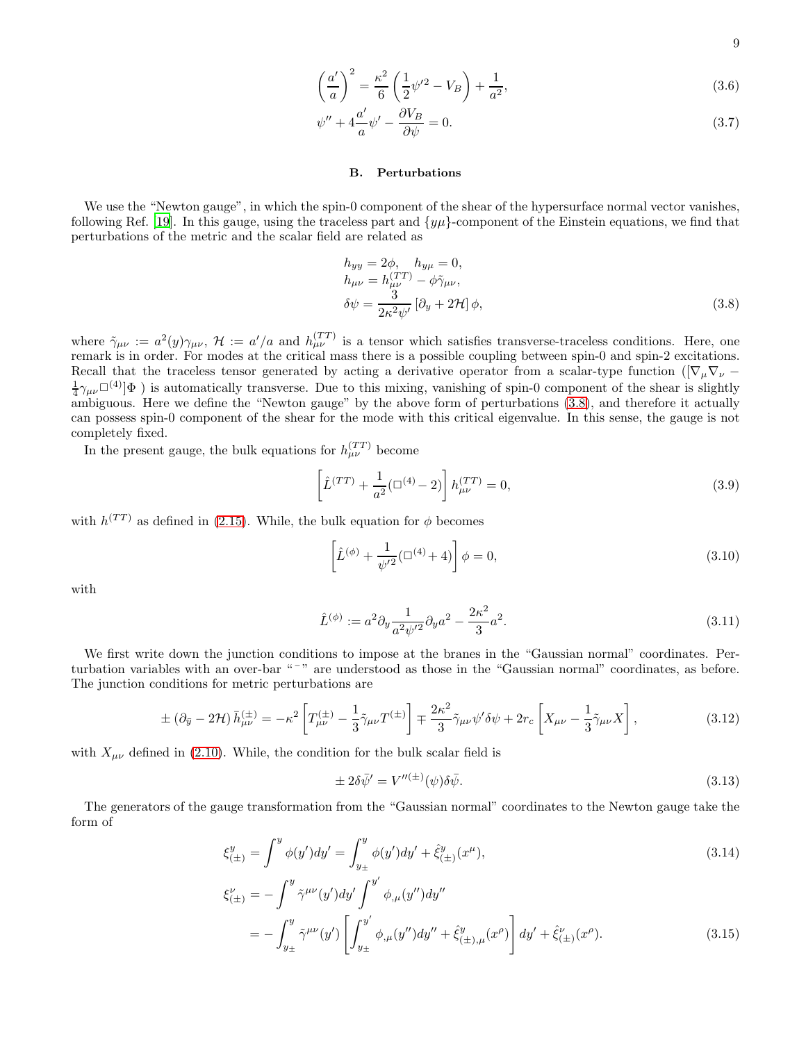$$\left(\frac{a'}{a}\right)^2 = \frac{\kappa^2}{6}\left(\frac{1}{2}\psi'^2 - V_B\right) + \frac{1}{a^2}, \tag{3.6}$$

$$\psi'' + 4\frac{a'}{a}\psi' - \frac{\partial V_B}{\partial \psi} = 0. \tag{3.7}$$

### B. Perturbations

We use the "Newton gauge", in which the spin-0 component of the shear of the hypersurface normal vector vanishes, following Ref. [19]. In this gauge, using the traceless part and $\{y\mu\}$-component of the Einstein equations, we find that perturbations of the metric and the scalar field are related as

$$\begin{aligned}
&h_{yy} = 2\phi, \quad h_{y\mu} = 0,\\
&h_{\mu\nu} = h^{(TT)}_{\mu\nu} - \phi\tilde{\gamma}_{\mu\nu},\\
&\delta\psi = \frac{3}{2\kappa^2\psi'}\left[\partial_y + 2\mathcal{H}\right]\phi,
\end{aligned} \tag{3.8}$$

where $\tilde{\gamma}_{\mu\nu} := a^2(y)\gamma_{\mu\nu}$, $\mathcal{H} := a'/a$ and $h^{(TT)}_{\mu\nu}$ is a tensor which satisfies transverse-traceless conditions. Here, one remark is in order. For modes at the critical mass there is a possible coupling between spin-0 and spin-2 excitations. Recall that the traceless tensor generated by acting a derivative operator from a scalar-type function ($[\nabla_\mu\nabla_\nu - \frac{1}{4}\gamma_{\mu\nu}\square^{(4)}]\Phi$ ) is automatically transverse. Due to this mixing, vanishing of spin-0 component of the shear is slightly ambiguous. Here we define the "Newton gauge" by the above form of perturbations (3.8), and therefore it actually can possess spin-0 component of the shear for the mode with this critical eigenvalue. In this sense, the gauge is not completely fixed.

In the present gauge, the bulk equations for $h^{(TT)}_{\mu\nu}$ become

$$\left[\hat{L}^{(TT)} + \frac{1}{a^2}(\square^{(4)} - 2)\right]h^{(TT)}_{\mu\nu} = 0, \tag{3.9}$$

with $h^{(TT)}$ as defined in (2.15). While, the bulk equation for $\phi$ becomes

$$\left[\hat{L}^{(\phi)} + \frac{1}{\psi'^2}(\square^{(4)} + 4)\right]\phi = 0, \tag{3.10}$$

with

$$\hat{L}^{(\phi)} := a^2\partial_y\frac{1}{a^2\psi'^2}\partial_y a^2 - \frac{2\kappa^2}{3}a^2. \tag{3.11}$$

We first write down the junction conditions to impose at the branes in the "Gaussian normal" coordinates. Perturbation variables with an over-bar "$^-$" are understood as those in the "Gaussian normal" coordinates, as before. The junction conditions for metric perturbations are

$$\pm\left(\partial_{\bar{y}} - 2\mathcal{H}\right)\bar{h}^{(\pm)}_{\mu\nu} = -\kappa^2\left[T^{(\pm)}_{\mu\nu} - \frac{1}{3}\tilde{\gamma}_{\mu\nu}T^{(\pm)}\right] \mp \frac{2\kappa^2}{3}\tilde{\gamma}_{\mu\nu}\psi'\delta\psi + 2r_c\left[X_{\mu\nu} - \frac{1}{3}\tilde{\gamma}_{\mu\nu}X\right], \tag{3.12}$$

with $X_{\mu\nu}$ defined in (2.10). While, the condition for the bulk scalar field is

$$\pm 2\delta\bar{\psi}' = V''^{(\pm)}(\psi)\delta\bar{\psi}. \tag{3.13}$$

The generators of the gauge transformation from the "Gaussian normal" coordinates to the Newton gauge take the form of

$$\xi^y_{(\pm)} = \int^y \phi(y')dy' = \int^y_{y_\pm}\phi(y')dy' + \hat{\xi}^y_{(\pm)}(x^\mu), \tag{3.14}$$

$$\begin{aligned}
\xi^\nu_{(\pm)} &= -\int^y \tilde{\gamma}^{\mu\nu}(y')dy'\int^{y'}\phi_{,\mu}(y'')dy''\\
&= -\int^y_{y_\pm}\tilde{\gamma}^{\mu\nu}(y')\left[\int^{y'}_{y_\pm}\phi_{,\mu}(y'')dy'' + \hat{\xi}^y_{(\pm),\mu}(x^\rho)\right]dy' + \hat{\xi}^\nu_{(\pm)}(x^\rho).
\end{aligned} \tag{3.15}$$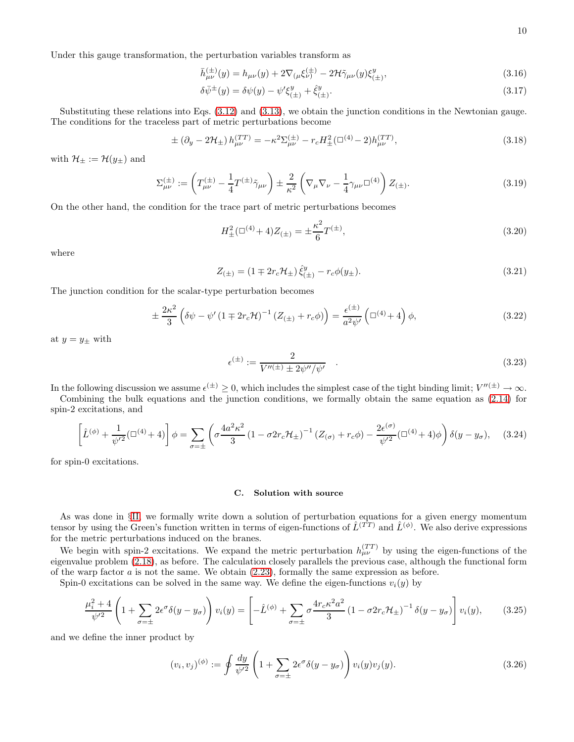Under this gauge transformation, the perturbation variables transform as

$$\bar{h}^{(\pm)}_{\mu\nu}(y) = h_{\mu\nu}(y) + 2\nabla_{(\mu}\xi^{(\pm)}_{\nu)} - 2\mathcal{H}\tilde{\gamma}_{\mu\nu}(y)\xi^{y}_{(\pm)}, \tag{3.16}$$

$$\delta\bar{\psi}^{\pm}(y) = \delta\psi(y) - \psi'\xi^{y}_{(\pm)} + \hat{\xi}^{y}_{(\pm)}. \tag{3.17}$$

Substituting these relations into Eqs. (3.12) and (3.13), we obtain the junction conditions in the Newtonian gauge. The conditions for the traceless part of metric perturbations become

$$\pm\left(\partial_y - 2\mathcal{H}_{\pm}\right) h^{(TT)}_{\mu\nu} = -\kappa^2\Sigma^{(\pm)}_{\mu\nu} - r_c H^2_{\pm}(\Box^{(4)} - 2)h^{(TT)}_{\mu\nu}, \tag{3.18}$$

with $\mathcal{H}_{\pm} := \mathcal{H}(y_{\pm})$ and

$$\Sigma^{(\pm)}_{\mu\nu} := \left(T^{(\pm)}_{\mu\nu} - \frac{1}{4}T^{(\pm)}\tilde{\gamma}_{\mu\nu}\right) \pm \frac{2}{\kappa^2}\left(\nabla_{\mu}\nabla_{\nu} - \frac{1}{4}\gamma_{\mu\nu}\Box^{(4)}\right) Z_{(\pm)}. \tag{3.19}$$

On the other hand, the condition for the trace part of metric perturbations becomes

$$H^2_{\pm}(\Box^{(4)} + 4)Z_{(\pm)} = \pm\frac{\kappa^2}{6}T^{(\pm)}, \tag{3.20}$$

where

$$Z_{(\pm)} = \left(1 \mp 2r_c\mathcal{H}_{\pm}\right)\hat{\xi}^{y}_{(\pm)} - r_c\phi(y_{\pm}). \tag{3.21}$$

The junction condition for the scalar-type perturbation becomes

$$\pm\frac{2\kappa^2}{3}\left(\delta\psi - \psi'\left(1 \mp 2r_c\mathcal{H}\right)^{-1}\left(Z_{(\pm)} + r_c\phi\right)\right) = \frac{\epsilon^{(\pm)}}{a^2\psi'}\left(\Box^{(4)} + 4\right)\phi, \tag{3.22}$$

at $y = y_{\pm}$ with

$$\epsilon^{(\pm)} := \frac{2}{V''^{(\pm)} \pm 2\psi''/\psi'} \quad . \tag{3.23}$$

In the following discussion we assume $\epsilon^{(\pm)} \geq 0$, which includes the simplest case of the tight binding limit; $V''^{(\pm)} \to \infty$.

Combining the bulk equations and the junction conditions, we formally obtain the same equation as (2.14) for spin-2 excitations, and

$$\left[\hat{L}^{(\phi)} + \frac{1}{\psi'^2}(\Box^{(4)} + 4)\right]\phi = \sum_{\sigma=\pm}\left(\sigma\frac{4a^2\kappa^2}{3}\left(1 - \sigma 2r_c\mathcal{H}_{\pm}\right)^{-1}\left(Z_{(\sigma)} + r_c\phi\right) - \frac{2\epsilon^{(\sigma)}}{\psi'^2}(\Box^{(4)} + 4)\phi\right)\delta(y - y_{\sigma}), \tag{3.24}$$

for spin-0 excitations.

### C. Solution with source

As was done in §II, we formally write down a solution of perturbation equations for a given energy momentum tensor by using the Green's function written in terms of eigen-functions of $\hat{L}^{(TT)}$ and $\hat{L}^{(\phi)}$. We also derive expressions for the metric perturbations induced on the branes.

We begin with spin-2 excitations. We expand the metric perturbation $h^{(TT)}_{\mu\nu}$ by using the eigen-functions of the eigenvalue problem (2.18), as before. The calculation closely parallels the previous case, although the functional form of the warp factor $a$ is not the same. We obtain (2.23), formally the same expression as before.

Spin-0 excitations can be solved in the same way. We define the eigen-functions $v_i(y)$ by

$$\frac{\mu_i^2 + 4}{\psi'^2}\left(1 + \sum_{\sigma=\pm}2\epsilon^{\sigma}\delta(y - y_{\sigma})\right)v_i(y) = \left[-\hat{L}^{(\phi)} + \sum_{\sigma=\pm}\sigma\frac{4r_c\kappa^2a^2}{3}\left(1 - \sigma 2r_c\mathcal{H}_{\pm}\right)^{-1}\delta(y - y_{\sigma})\right]v_i(y), \tag{3.25}$$

and we define the inner product by

$$(v_i, v_j)^{(\phi)} := \oint\frac{dy}{\psi'^2}\left(1 + \sum_{\sigma=\pm}2\epsilon^{\sigma}\delta(y - y_{\sigma})\right)v_i(y)v_j(y). \tag{3.26}$$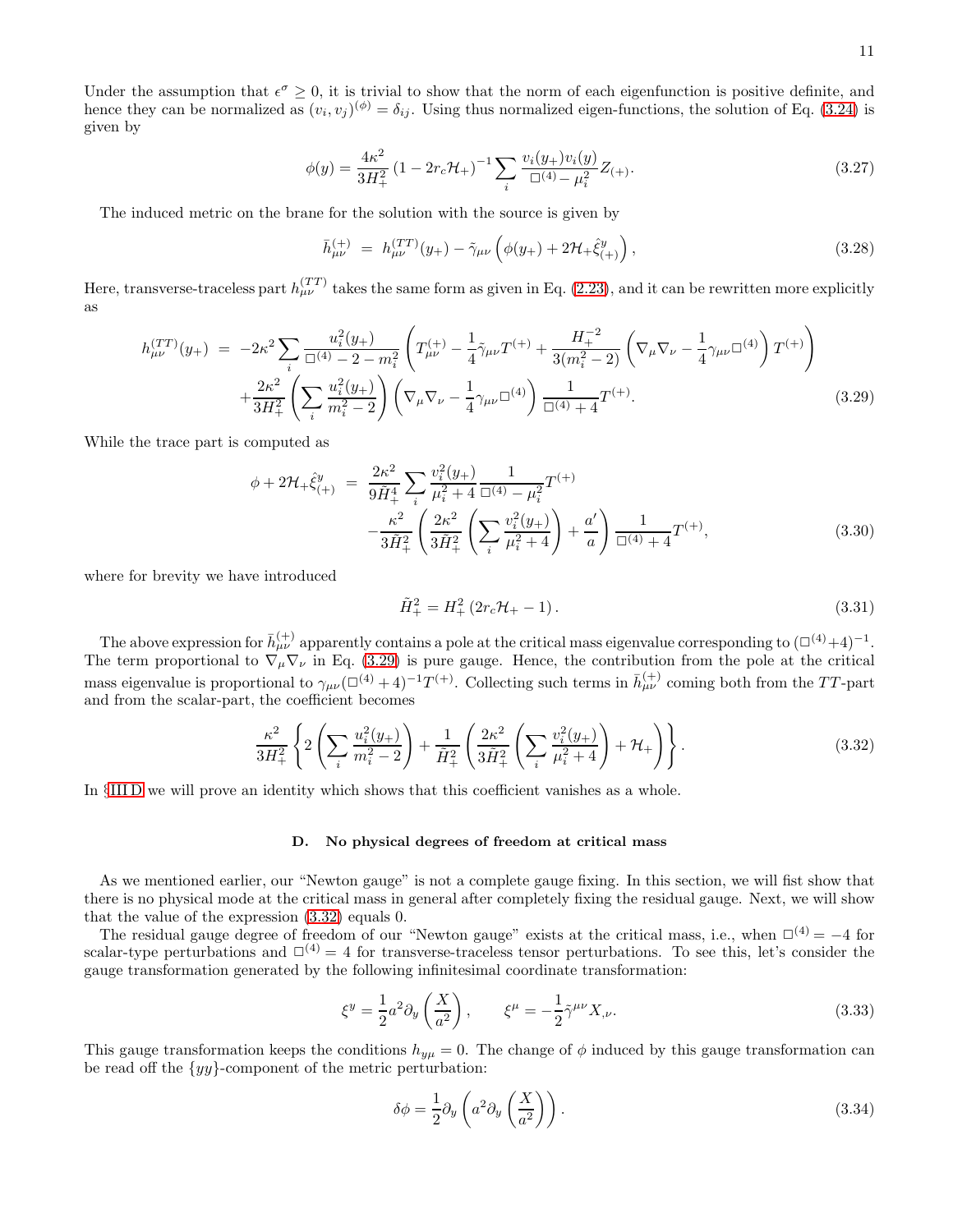Under the assumption that $\epsilon^\sigma \geq 0$, it is trivial to show that the norm of each eigenfunction is positive definite, and hence they can be normalized as $(v_i, v_j)^{(\phi)} = \delta_{ij}$. Using thus normalized eigen-functions, the solution of Eq. (3.24) is given by

$$\phi(y) = \frac{4\kappa^2}{3H_+^2}\left(1 - 2r_c\mathcal{H}_+\right)^{-1}\sum_i \frac{v_i(y_+)v_i(y)}{\Box^{(4)} - \mu_i^2} Z_{(+)}. \tag{3.27}$$

The induced metric on the brane for the solution with the source is given by

$$\bar{h}^{(+)}_{\mu\nu} \;=\; h^{(TT)}_{\mu\nu}(y_+) - \tilde{\gamma}_{\mu\nu}\left(\phi(y_+) + 2\mathcal{H}_+\hat{\xi}^y_{(+)}\right), \tag{3.28}$$

Here, transverse-traceless part $h^{(TT)}_{\mu\nu}$ takes the same form as given in Eq. (2.23), and it can be rewritten more explicitly as

$$\begin{aligned} h^{(TT)}_{\mu\nu}(y_+) \;=\; & -2\kappa^2 \sum_i \frac{u_i^2(y_+)}{\Box^{(4)} - 2 - m_i^2}\left(T^{(+)}_{\mu\nu} - \frac{1}{4}\tilde{\gamma}_{\mu\nu}T^{(+)} + \frac{H_+^{-2}}{3(m_i^2-2)}\left(\nabla_\mu\nabla_\nu - \frac{1}{4}\gamma_{\mu\nu}\Box^{(4)}\right)T^{(+)}\right) \\ & + \frac{2\kappa^2}{3H_+^2}\left(\sum_i \frac{u_i^2(y_+)}{m_i^2 - 2}\right)\left(\nabla_\mu\nabla_\nu - \frac{1}{4}\gamma_{\mu\nu}\Box^{(4)}\right)\frac{1}{\Box^{(4)}+4}T^{(+)}. \end{aligned} \tag{3.29}$$

While the trace part is computed as

$$\begin{aligned} \phi + 2\mathcal{H}_+\hat{\xi}^y_{(+)} \;=\; & \frac{2\kappa^2}{9\tilde{H}_+^4}\sum_i \frac{v_i^2(y_+)}{\mu_i^2+4}\frac{1}{\Box^{(4)} - \mu_i^2}T^{(+)} \\ & - \frac{\kappa^2}{3\tilde{H}_+^2}\left(\frac{2\kappa^2}{3\tilde{H}_+^2}\left(\sum_i \frac{v_i^2(y_+)}{\mu_i^2+4}\right) + \frac{a'}{a}\right)\frac{1}{\Box^{(4)}+4}T^{(+)}, \end{aligned} \tag{3.30}$$

where for brevity we have introduced

$$\tilde{H}_+^2 = H_+^2\left(2r_c\mathcal{H}_+ - 1\right). \tag{3.31}$$

The above expression for $\bar{h}^{(+)}_{\mu\nu}$ apparently contains a pole at the critical mass eigenvalue corresponding to $(\Box^{(4)}+4)^{-1}$. The term proportional to $\nabla_\mu\nabla_\nu$ in Eq. (3.29) is pure gauge. Hence, the contribution from the pole at the critical mass eigenvalue is proportional to $\gamma_{\mu\nu}(\Box^{(4)}+4)^{-1}T^{(+)}$. Collecting such terms in $\bar{h}^{(+)}_{\mu\nu}$ coming both from the $TT$-part and from the scalar-part, the coefficient becomes

$$\frac{\kappa^2}{3H_+^2}\left\{2\left(\sum_i \frac{u_i^2(y_+)}{m_i^2-2}\right) + \frac{1}{\tilde{H}_+^2}\left(\frac{2\kappa^2}{3\tilde{H}_+^2}\left(\sum_i \frac{v_i^2(y_+)}{\mu_i^2+4}\right) + \mathcal{H}_+\right)\right\}. \tag{3.32}$$

In §III D we will prove an identity which shows that this coefficient vanishes as a whole.

### D. No physical degrees of freedom at critical mass

As we mentioned earlier, our "Newton gauge" is not a complete gauge fixing. In this section, we will fist show that there is no physical mode at the critical mass in general after completely fixing the residual gauge. Next, we will show that the value of the expression (3.32) equals 0.

The residual gauge degree of freedom of our "Newton gauge" exists at the critical mass, i.e., when $\Box^{(4)} = -4$ for scalar-type perturbations and $\Box^{(4)} = 4$ for transverse-traceless tensor perturbations. To see this, let's consider the gauge transformation generated by the following infinitesimal coordinate transformation:

$$\xi^y = \frac{1}{2}a^2\partial_y\left(\frac{X}{a^2}\right), \qquad \xi^\mu = -\frac{1}{2}\tilde{\gamma}^{\mu\nu}X_{,\nu}. \tag{3.33}$$

This gauge transformation keeps the conditions $h_{y\mu} = 0$. The change of $\phi$ induced by this gauge transformation can be read off the $\{yy\}$-component of the metric perturbation:

$$\delta\phi = \frac{1}{2}\partial_y\left(a^2\partial_y\left(\frac{X}{a^2}\right)\right). \tag{3.34}$$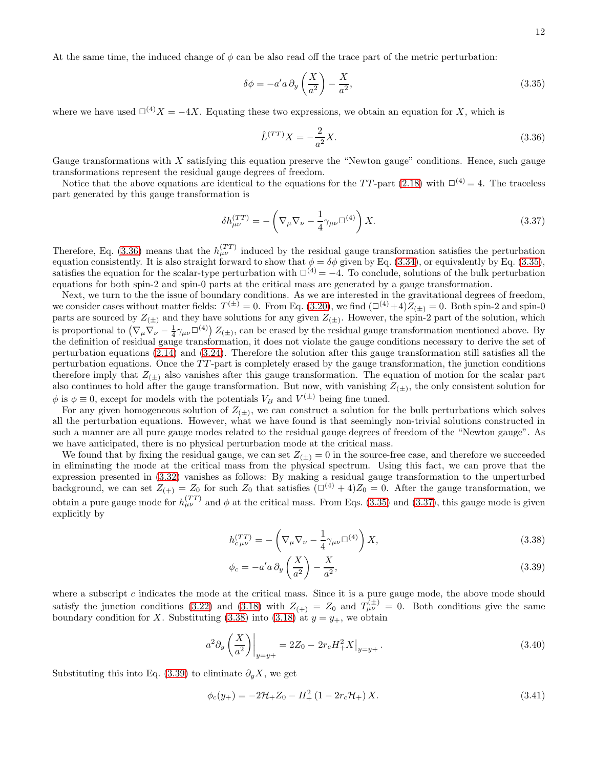At the same time, the induced change of $\phi$ can be also read off the trace part of the metric perturbation:

$$\delta\phi = -a' a\, \partial_y \left(\frac{X}{a^2}\right) - \frac{X}{a^2}, \tag{3.35}$$

where we have used $\Box^{(4)} X = -4X$. Equating these two expressions, we obtain an equation for $X$, which is

$$\hat{L}^{(TT)} X = -\frac{2}{a^2} X. \tag{3.36}$$

Gauge transformations with $X$ satisfying this equation preserve the "Newton gauge" conditions. Hence, such gauge transformations represent the residual gauge degrees of freedom.

Notice that the above equations are identical to the equations for the $TT$-part (2.18) with $\Box^{(4)} = 4$. The traceless part generated by this gauge transformation is

$$\delta h^{(TT)}_{\mu\nu} = -\left(\nabla_\mu \nabla_\nu - \frac{1}{4}\gamma_{\mu\nu}\Box^{(4)}\right) X. \tag{3.37}$$

Therefore, Eq. (3.36) means that the $h^{(TT)}_{\mu\nu}$ induced by the residual gauge transformation satisfies the perturbation equation consistently. It is also straight forward to show that $\phi = \delta\phi$ given by Eq. (3.34), or equivalently by Eq. (3.35), satisfies the equation for the scalar-type perturbation with $\Box^{(4)} = -4$. To conclude, solutions of the bulk perturbation equations for both spin-2 and spin-0 parts at the critical mass are generated by a gauge transformation.

Next, we turn to the the issue of boundary conditions. As we are interested in the gravitational degrees of freedom, we consider cases without matter fields: $T^{(\pm)} = 0$. From Eq. (3.20), we find $(\Box^{(4)} + 4) Z_{(\pm)} = 0$. Both spin-2 and spin-0 parts are sourced by $Z_{(\pm)}$ and they have solutions for any given $Z_{(\pm)}$. However, the spin-2 part of the solution, which is proportional to $\left(\nabla_\mu \nabla_\nu - \frac{1}{4}\gamma_{\mu\nu}\Box^{(4)}\right) Z_{(\pm)}$, can be erased by the residual gauge transformation mentioned above. By the definition of residual gauge transformation, it does not violate the gauge conditions necessary to derive the set of perturbation equations (2.14) and (3.24). Therefore the solution after this gauge transformation still satisfies all the perturbation equations. Once the $TT$-part is completely erased by the gauge transformation, the junction conditions therefore imply that $Z_{(\pm)}$ also vanishes after this gauge transformation. The equation of motion for the scalar part also continues to hold after the gauge transformation. But now, with vanishing $Z_{(\pm)}$, the only consistent solution for $\phi$ is $\phi \equiv 0$, except for models with the potentials $V_B$ and $V^{(\pm)}$ being fine tuned.

For any given homogeneous solution of $Z_{(\pm)}$, we can construct a solution for the bulk perturbations which solves all the perturbation equations. However, what we have found is that seemingly non-trivial solutions constructed in such a manner are all pure gauge modes related to the residual gauge degrees of freedom of the "Newton gauge". As we have anticipated, there is no physical perturbation mode at the critical mass.

We found that by fixing the residual gauge, we can set $Z_{(\pm)} = 0$ in the source-free case, and therefore we succeeded in eliminating the mode at the critical mass from the physical spectrum. Using this fact, we can prove that the expression presented in (3.32) vanishes as follows: By making a residual gauge transformation to the unperturbed background, we can set $Z_{(+)} = Z_0$ for such $Z_0$ that satisfies $(\Box^{(4)} + 4) Z_0 = 0$. After the gauge transformation, we obtain a pure gauge mode for $h^{(TT)}_{\mu\nu}$ and $\phi$ at the critical mass. From Eqs. (3.35) and (3.37), this gauge mode is given explicitly by

$$h^{(TT)}_{c\,\mu\nu} = -\left(\nabla_\mu \nabla_\nu - \frac{1}{4}\gamma_{\mu\nu}\Box^{(4)}\right) X, \tag{3.38}$$

$$\phi_c = -a' a\, \partial_y \left(\frac{X}{a^2}\right) - \frac{X}{a^2}, \tag{3.39}$$

where a subscript $c$ indicates the mode at the critical mass. Since it is a pure gauge mode, the above mode should satisfy the junction conditions (3.22) and (3.18) with $Z_{(+)} = Z_0$ and $T^{(\pm)}_{\mu\nu} = 0$. Both conditions give the same boundary condition for $X$. Substituting (3.38) into (3.18) at $y = y_+$, we obtain

$$a^2 \partial_y \left(\frac{X}{a^2}\right)\bigg|_{y=y_+} = 2Z_0 - 2r_c H_+^2 X\big|_{y=y_+}. \tag{3.40}$$

Substituting this into Eq. (3.39) to eliminate $\partial_y X$, we get

$$\phi_c(y_+) = -2\mathcal{H}_+ Z_0 - H_+^2 \left(1 - 2r_c \mathcal{H}_+\right) X. \tag{3.41}$$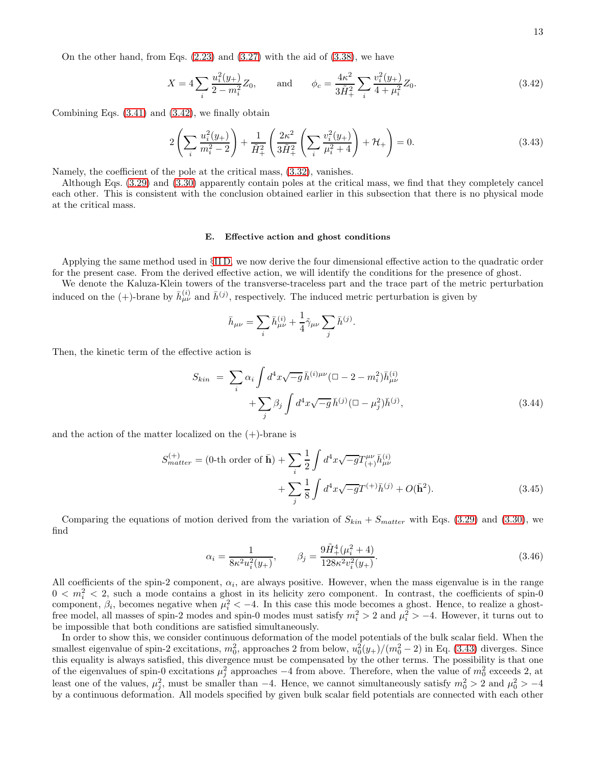On the other hand, from Eqs. (2.23) and (3.27) with the aid of (3.38), we have

$$X = 4 \sum_i \frac{u_i^2(y_+)}{2 - m_i^2} Z_0, \qquad \text{and} \qquad \phi_c = \frac{4\kappa^2}{3\tilde{H}_+^2} \sum_i \frac{v_i^2(y_+)}{4 + \mu_i^2} Z_0. \tag{3.42}$$

Combining Eqs. (3.41) and (3.42), we finally obtain

$$2\left(\sum_i \frac{u_i^2(y_+)}{m_i^2 - 2}\right) + \frac{1}{\tilde{H}_+^2}\left(\frac{2\kappa^2}{3\tilde{H}_+^2}\left(\sum_i \frac{v_i^2(y_+)}{\mu_i^2 + 4}\right) + \mathcal{H}_+\right) = 0. \tag{3.43}$$

Namely, the coefficient of the pole at the critical mass, (3.32), vanishes.

Although Eqs. (3.29) and (3.30) apparently contain poles at the critical mass, we find that they completely cancel each other. This is consistent with the conclusion obtained earlier in this subsection that there is no physical mode at the critical mass.

### E. Effective action and ghost conditions

Applying the same method used in §II D, we now derive the four dimensional effective action to the quadratic order for the present case. From the derived effective action, we will identify the conditions for the presence of ghost.

We denote the Kaluza-Klein towers of the transverse-traceless part and the trace part of the metric perturbation induced on the (+)-brane by $\bar{h}^{(i)}_{\mu\nu}$ and $\bar{h}^{(j)}$, respectively. The induced metric perturbation is given by

$$\bar{h}_{\mu\nu} = \sum_i \bar{h}^{(i)}_{\mu\nu} + \frac{1}{4}\tilde{\gamma}_{\mu\nu} \sum_j \bar{h}^{(j)}.$$

Then, the kinetic term of the effective action is

$$\begin{aligned} S_{kin} \ = \ & \sum_i \alpha_i \int d^4x \sqrt{-g}\, \bar{h}^{(i)\mu\nu}(\Box - 2 - m_i^2)\bar{h}^{(i)}_{\mu\nu} \\ & + \sum_j \beta_j \int d^4x \sqrt{-g}\, \bar{h}^{(j)}(\Box - \mu_j^2)\bar{h}^{(j)}, \end{aligned} \tag{3.44}$$

and the action of the matter localized on the (+)-brane is

$$\begin{aligned} S^{(+)}_{matter} = (\text{0-th order of } \bar{\mathbf{h}}) & + \sum_i \frac{1}{2} \int d^4x \sqrt{-g} T^{\mu\nu}_{(+)} \bar{h}^{(i)}_{\mu\nu} \\ & + \sum_j \frac{1}{8} \int d^4x \sqrt{-g} T^{(+)} \bar{h}^{(j)} + O(\bar{\mathbf{h}}^2). \end{aligned} \tag{3.45}$$

Comparing the equations of motion derived from the variation of $S_{kin} + S_{matter}$ with Eqs. (3.29) and (3.30), we find

$$\alpha_i = \frac{1}{8\kappa^2 u_i^2(y_+)}, \qquad \beta_j = \frac{9\tilde{H}_+^4(\mu_i^2 + 4)}{128\kappa^2 v_i^2(y_+)}. \tag{3.46}$$

All coefficients of the spin-2 component, $\alpha_i$, are always positive. However, when the mass eigenvalue is in the range $0 < m_i^2 < 2$, such a mode contains a ghost in its helicity zero component. In contrast, the coefficients of spin-0 component, $\beta_i$, becomes negative when $\mu_i^2 < -4$. In this case this mode becomes a ghost. Hence, to realize a ghost-free model, all masses of spin-2 modes and spin-0 modes must satisfy $m_i^2 > 2$ and $\mu_i^2 > -4$. However, it turns out to be impossible that both conditions are satisfied simultaneously.

In order to show this, we consider continuous deformation of the model potentials of the bulk scalar field. When the smallest eigenvalue of spin-2 excitations, $m_0^2$, approaches 2 from below, $u_0^2(y_+)/(m_0^2 - 2)$ in Eq. (3.43) diverges. Since this equality is always satisfied, this divergence must be compensated by the other terms. The possibility is that one of the eigenvalues of spin-0 excitations $\mu_j^2$ approaches $-4$ from above. Therefore, when the value of $m_0^2$ exceeds 2, at least one of the values, $\mu_j^2$, must be smaller than $-4$. Hence, we cannot simultaneously satisfy $m_0^2 > 2$ and $\mu_0^2 > -4$ by a continuous deformation. All models specified by given bulk scalar field potentials are connected with each other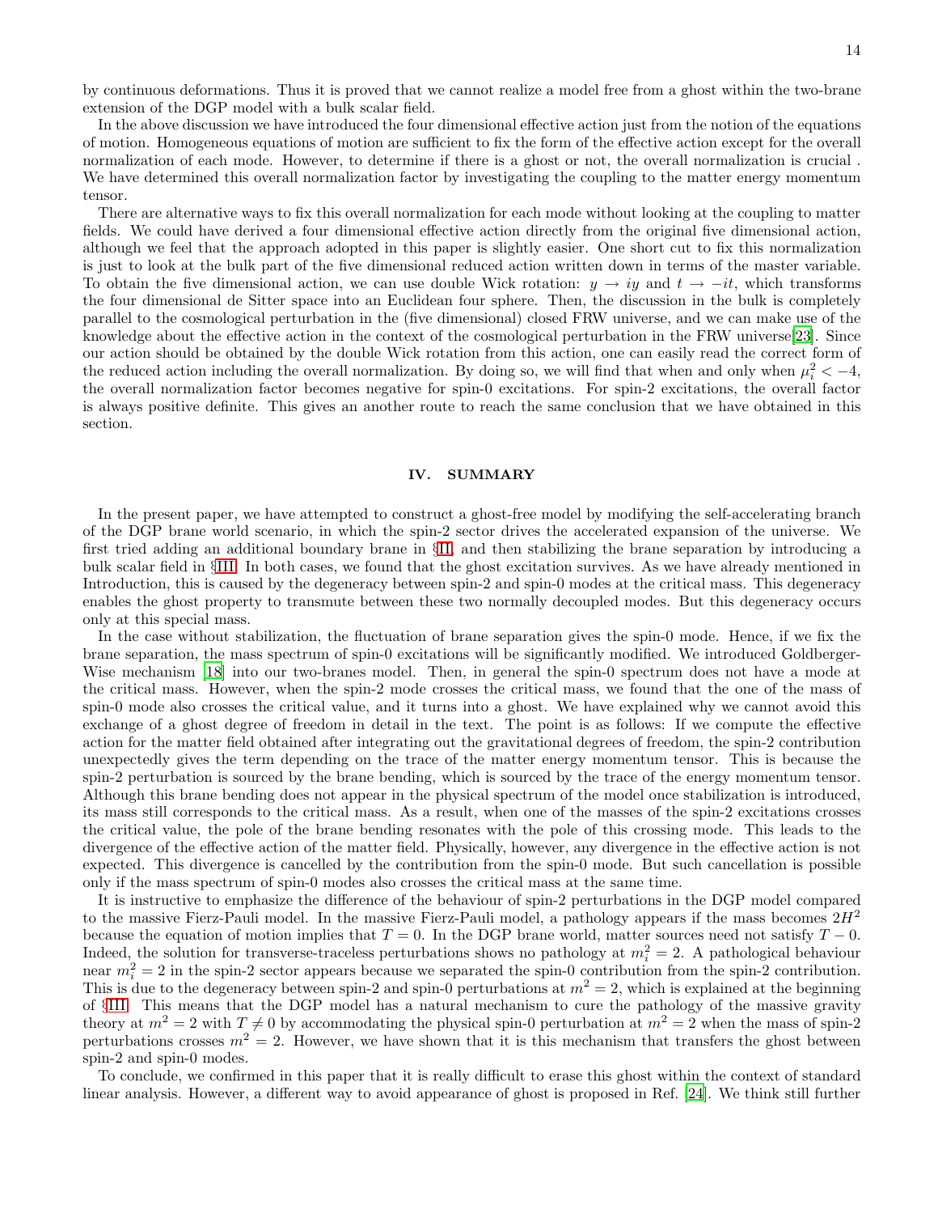by continuous deformations. Thus it is proved that we cannot realize a model free from a ghost within the two-brane extension of the DGP model with a bulk scalar field.

In the above discussion we have introduced the four dimensional effective action just from the notion of the equations of motion. Homogeneous equations of motion are sufficient to fix the form of the effective action except for the overall normalization of each mode. However, to determine if there is a ghost or not, the overall normalization is crucial . We have determined this overall normalization factor by investigating the coupling to the matter energy momentum tensor.

There are alternative ways to fix this overall normalization for each mode without looking at the coupling to matter fields. We could have derived a four dimensional effective action directly from the original five dimensional action, although we feel that the approach adopted in this paper is slightly easier. One short cut to fix this normalization is just to look at the bulk part of the five dimensional reduced action written down in terms of the master variable. To obtain the five dimensional action, we can use double Wick rotation: $y \to iy$ and $t \to -it$, which transforms the four dimensional de Sitter space into an Euclidean four sphere. Then, the discussion in the bulk is completely parallel to the cosmological perturbation in the (five dimensional) closed FRW universe, and we can make use of the knowledge about the effective action in the context of the cosmological perturbation in the FRW universe[23]. Since our action should be obtained by the double Wick rotation from this action, one can easily read the correct form of the reduced action including the overall normalization. By doing so, we will find that when and only when $\mu_i^2 < -4$, the overall normalization factor becomes negative for spin-0 excitations. For spin-2 excitations, the overall factor is always positive definite. This gives an another route to reach the same conclusion that we have obtained in this section.

## IV. SUMMARY

In the present paper, we have attempted to construct a ghost-free model by modifying the self-accelerating branch of the DGP brane world scenario, in which the spin-2 sector drives the accelerated expansion of the universe. We first tried adding an additional boundary brane in §II, and then stabilizing the brane separation by introducing a bulk scalar field in §III. In both cases, we found that the ghost excitation survives. As we have already mentioned in Introduction, this is caused by the degeneracy between spin-2 and spin-0 modes at the critical mass. This degeneracy enables the ghost property to transmute between these two normally decoupled modes. But this degeneracy occurs only at this special mass.

In the case without stabilization, the fluctuation of brane separation gives the spin-0 mode. Hence, if we fix the brane separation, the mass spectrum of spin-0 excitations will be significantly modified. We introduced Goldberger-Wise mechanism [18] into our two-branes model. Then, in general the spin-0 spectrum does not have a mode at the critical mass. However, when the spin-2 mode crosses the critical mass, we found that the one of the mass of spin-0 mode also crosses the critical value, and it turns into a ghost. We have explained why we cannot avoid this exchange of a ghost degree of freedom in detail in the text. The point is as follows: If we compute the effective action for the matter field obtained after integrating out the gravitational degrees of freedom, the spin-2 contribution unexpectedly gives the term depending on the trace of the matter energy momentum tensor. This is because the spin-2 perturbation is sourced by the brane bending, which is sourced by the trace of the energy momentum tensor. Although this brane bending does not appear in the physical spectrum of the model once stabilization is introduced, its mass still corresponds to the critical mass. As a result, when one of the masses of the spin-2 excitations crosses the critical value, the pole of the brane bending resonates with the pole of this crossing mode. This leads to the divergence of the effective action of the matter field. Physically, however, any divergence in the effective action is not expected. This divergence is cancelled by the contribution from the spin-0 mode. But such cancellation is possible only if the mass spectrum of spin-0 modes also crosses the critical mass at the same time.

It is instructive to emphasize the difference of the behaviour of spin-2 perturbations in the DGP model compared to the massive Fierz-Pauli model. In the massive Fierz-Pauli model, a pathology appears if the mass becomes $2H^2$ because the equation of motion implies that $T = 0$. In the DGP brane world, matter sources need not satisfy $T - 0$. Indeed, the solution for transverse-traceless perturbations shows no pathology at $m_i^2 = 2$. A pathological behaviour near $m_i^2 = 2$ in the spin-2 sector appears because we separated the spin-0 contribution from the spin-2 contribution. This is due to the degeneracy between spin-2 and spin-0 perturbations at $m^2 = 2$, which is explained at the beginning of §III. This means that the DGP model has a natural mechanism to cure the pathology of the massive gravity theory at $m^2 = 2$ with $T \neq 0$ by accommodating the physical spin-0 perturbation at $m^2 = 2$ when the mass of spin-2 perturbations crosses $m^2 = 2$. However, we have shown that it is this mechanism that transfers the ghost between spin-2 and spin-0 modes.

To conclude, we confirmed in this paper that it is really difficult to erase this ghost within the context of standard linear analysis. However, a different way to avoid appearance of ghost is proposed in Ref. [24]. We think still further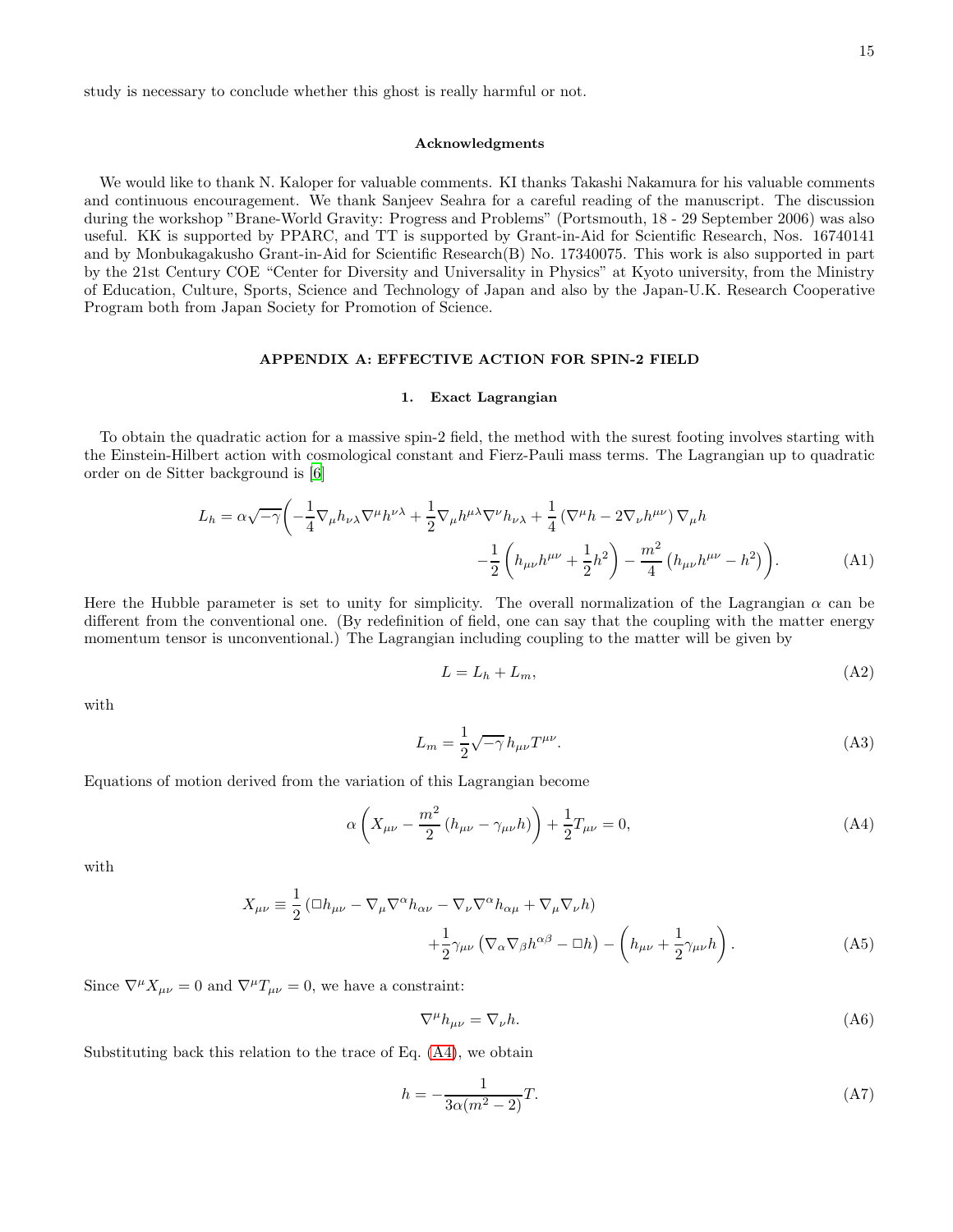study is necessary to conclude whether this ghost is really harmful or not.

### Acknowledgments

We would like to thank N. Kaloper for valuable comments. KI thanks Takashi Nakamura for his valuable comments and continuous encouragement. We thank Sanjeev Seahra for a careful reading of the manuscript. The discussion during the workshop "Brane-World Gravity: Progress and Problems" (Portsmouth, 18 - 29 September 2006) was also useful. KK is supported by PPARC, and TT is supported by Grant-in-Aid for Scientific Research, Nos. 16740141 and by Monbukagakusho Grant-in-Aid for Scientific Research(B) No. 17340075. This work is also supported in part by the 21st Century COE "Center for Diversity and Universality in Physics" at Kyoto university, from the Ministry of Education, Culture, Sports, Science and Technology of Japan and also by the Japan-U.K. Research Cooperative Program both from Japan Society for Promotion of Science.

## APPENDIX A: EFFECTIVE ACTION FOR SPIN-2 FIELD

### 1. Exact Lagrangian

To obtain the quadratic action for a massive spin-2 field, the method with the surest footing involves starting with the Einstein-Hilbert action with cosmological constant and Fierz-Pauli mass terms. The Lagrangian up to quadratic order on de Sitter background is [6]

$$L_h = \alpha\sqrt{-\gamma}\bigg(-\frac{1}{4}\nabla_\mu h_{\nu\lambda}\nabla^\mu h^{\nu\lambda} + \frac{1}{2}\nabla_\mu h^{\mu\lambda}\nabla^\nu h_{\nu\lambda} + \frac{1}{4}\left(\nabla^\mu h - 2\nabla_\nu h^{\mu\nu}\right)\nabla_\mu h \\ -\frac{1}{2}\left(h_{\mu\nu}h^{\mu\nu} + \frac{1}{2}h^2\right) - \frac{m^2}{4}\left(h_{\mu\nu}h^{\mu\nu} - h^2\right)\bigg). \tag{A1}$$

Here the Hubble parameter is set to unity for simplicity. The overall normalization of the Lagrangian $\alpha$ can be different from the conventional one. (By redefinition of field, one can say that the coupling with the matter energy momentum tensor is unconventional.) The Lagrangian including coupling to the matter will be given by

$$L = L_h + L_m, \tag{A2}$$

with

$$L_m = \frac{1}{2}\sqrt{-\gamma}\, h_{\mu\nu}T^{\mu\nu}. \tag{A3}$$

Equations of motion derived from the variation of this Lagrangian become

$$\alpha\left(X_{\mu\nu} - \frac{m^2}{2}\left(h_{\mu\nu} - \gamma_{\mu\nu}h\right)\right) + \frac{1}{2}T_{\mu\nu} = 0, \tag{A4}$$

with

$$X_{\mu\nu} \equiv \frac{1}{2}\left(\Box h_{\mu\nu} - \nabla_\mu\nabla^\alpha h_{\alpha\nu} - \nabla_\nu\nabla^\alpha h_{\alpha\mu} + \nabla_\mu\nabla_\nu h\right) \\ + \frac{1}{2}\gamma_{\mu\nu}\left(\nabla_\alpha\nabla_\beta h^{\alpha\beta} - \Box h\right) - \left(h_{\mu\nu} + \frac{1}{2}\gamma_{\mu\nu}h\right). \tag{A5}$$

Since $\nabla^\mu X_{\mu\nu} = 0$ and $\nabla^\mu T_{\mu\nu} = 0$, we have a constraint:

$$\nabla^\mu h_{\mu\nu} = \nabla_\nu h. \tag{A6}$$

Substituting back this relation to the trace of Eq. (A4), we obtain

$$h = -\frac{1}{3\alpha(m^2-2)}T. \tag{A7}$$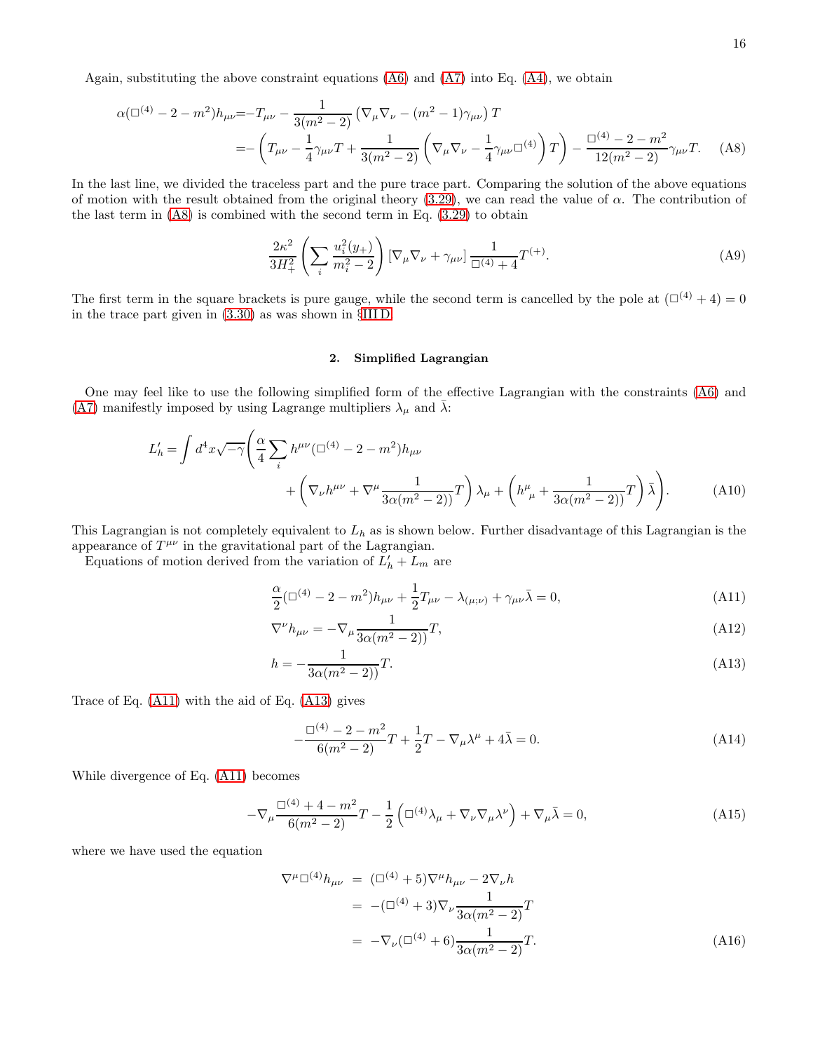Again, substituting the above constraint equations (A6) and (A7) into Eq. (A4), we obtain

$$
\begin{aligned}
\alpha(\Box^{(4)}-2-m^2)h_{\mu\nu} &= -T_{\mu\nu} - \frac{1}{3(m^2-2)}\left(\nabla_\mu\nabla_\nu - (m^2-1)\gamma_{\mu\nu}\right)T \\
&= -\left(T_{\mu\nu} - \frac{1}{4}\gamma_{\mu\nu}T + \frac{1}{3(m^2-2)}\left(\nabla_\mu\nabla_\nu - \frac{1}{4}\gamma_{\mu\nu}\Box^{(4)}\right)T\right) - \frac{\Box^{(4)}-2-m^2}{12(m^2-2)}\gamma_{\mu\nu}T. \qquad \text{(A8)}
\end{aligned}
$$

In the last line, we divided the traceless part and the pure trace part. Comparing the solution of the above equations of motion with the result obtained from the original theory (3.29), we can read the value of $\alpha$. The contribution of the last term in (A8) is combined with the second term in Eq. (3.29) to obtain

$$
\frac{2\kappa^2}{3H_+^2}\left(\sum_i \frac{u_i^2(y_+)}{m_i^2-2}\right)\left[\nabla_\mu\nabla_\nu + \gamma_{\mu\nu}\right]\frac{1}{\Box^{(4)}+4}T^{(+)}. \qquad \text{(A9)}
$$

The first term in the square brackets is pure gauge, while the second term is cancelled by the pole at $(\Box^{(4)}+4)=0$ in the trace part given in (3.30) as was shown in §III D.

### 2. Simplified Lagrangian

One may feel like to use the following simplified form of the effective Lagrangian with the constraints (A6) and (A7) manifestly imposed by using Lagrange multipliers $\lambda_\mu$ and $\bar{\lambda}$:

$$
\begin{aligned}
L_h' = \int d^4x\sqrt{-\gamma}\Bigg(&\frac{\alpha}{4}\sum_i h^{\mu\nu}(\Box^{(4)}-2-m^2)h_{\mu\nu} \\
&+\left(\nabla_\nu h^{\mu\nu} + \nabla^\mu\frac{1}{3\alpha(m^2-2))}T\right)\lambda_\mu + \left({h^\mu}_\mu + \frac{1}{3\alpha(m^2-2))}T\right)\bar{\lambda}\Bigg). \qquad \text{(A10)}
\end{aligned}
$$

This Lagrangian is not completely equivalent to $L_h$ as is shown below. Further disadvantage of this Lagrangian is the appearance of $T^{\mu\nu}$ in the gravitational part of the Lagrangian.

Equations of motion derived from the variation of $L_h' + L_m$ are

$$
\frac{\alpha}{2}(\Box^{(4)}-2-m^2)h_{\mu\nu} + \frac{1}{2}T_{\mu\nu} - \lambda_{(\mu;\nu)} + \gamma_{\mu\nu}\bar{\lambda} = 0, \qquad \text{(A11)}
$$

$$
\nabla^\nu h_{\mu\nu} = -\nabla_\mu\frac{1}{3\alpha(m^2-2))}T, \qquad \text{(A12)}
$$

$$
h = -\frac{1}{3\alpha(m^2-2))}T. \qquad \text{(A13)}
$$

Trace of Eq. (A11) with the aid of Eq. (A13) gives

$$
-\frac{\Box^{(4)}-2-m^2}{6(m^2-2)}T + \frac{1}{2}T - \nabla_\mu\lambda^\mu + 4\bar{\lambda} = 0. \qquad \text{(A14)}
$$

While divergence of Eq. (A11) becomes

$$
-\nabla_\mu\frac{\Box^{(4)}+4-m^2}{6(m^2-2)}T - \frac{1}{2}\left(\Box^{(4)}\lambda_\mu + \nabla_\nu\nabla_\mu\lambda^\nu\right) + \nabla_\mu\bar{\lambda} = 0, \qquad \text{(A15)}
$$

where we have used the equation

$$
\begin{aligned}
\nabla^\mu\Box^{(4)}h_{\mu\nu} &= (\Box^{(4)}+5)\nabla^\mu h_{\mu\nu} - 2\nabla_\nu h \\
&= -(\Box^{(4)}+3)\nabla_\nu\frac{1}{3\alpha(m^2-2)}T \\
&= -\nabla_\nu(\Box^{(4)}+6)\frac{1}{3\alpha(m^2-2)}T. \qquad \text{(A16)}
\end{aligned}
$$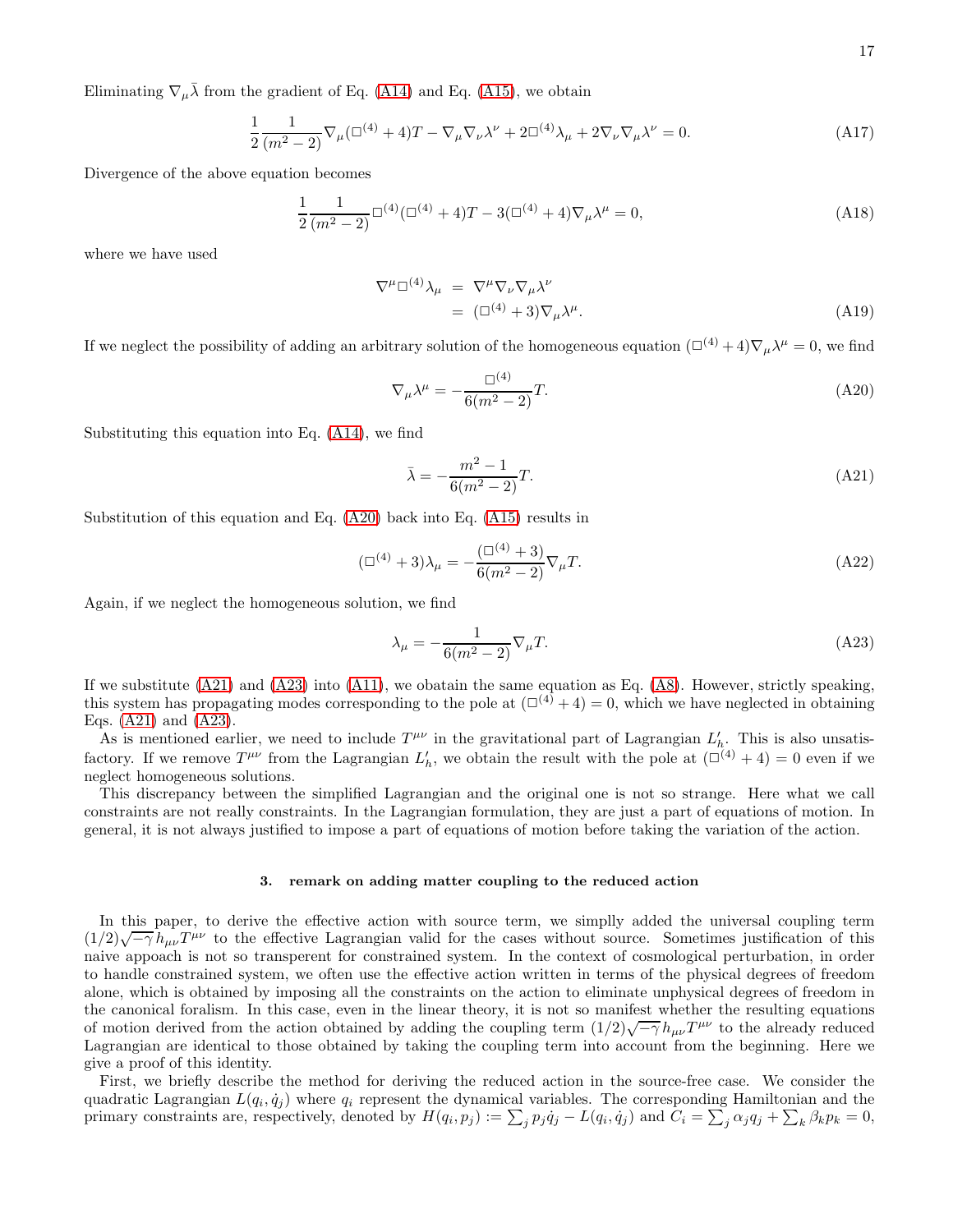Eliminating $\nabla_\mu \bar{\lambda}$ from the gradient of Eq. (A14) and Eq. (A15), we obtain

$$\frac{1}{2}\frac{1}{(m^2-2)}\nabla_\mu(\Box^{(4)}+4)T - \nabla_\mu\nabla_\nu\lambda^\nu + 2\Box^{(4)}\lambda_\mu + 2\nabla_\nu\nabla_\mu\lambda^\nu = 0. \tag{A17}$$

Divergence of the above equation becomes

$$\frac{1}{2}\frac{1}{(m^2-2)}\Box^{(4)}(\Box^{(4)}+4)T - 3(\Box^{(4)}+4)\nabla_\mu\lambda^\mu = 0, \tag{A18}$$

where we have used

$$\begin{aligned}\nabla^\mu\Box^{(4)}\lambda_\mu &= \nabla^\mu\nabla_\nu\nabla_\mu\lambda^\nu \\ &= (\Box^{(4)}+3)\nabla_\mu\lambda^\mu.\end{aligned} \tag{A19}$$

If we neglect the possibility of adding an arbitrary solution of the homogeneous equation $(\Box^{(4)}+4)\nabla_\mu\lambda^\mu = 0$, we find

$$\nabla_\mu\lambda^\mu = -\frac{\Box^{(4)}}{6(m^2-2)}T. \tag{A20}$$

Substituting this equation into Eq. (A14), we find

$$\bar{\lambda} = -\frac{m^2-1}{6(m^2-2)}T. \tag{A21}$$

Substitution of this equation and Eq. (A20) back into Eq. (A15) results in

$$(\Box^{(4)}+3)\lambda_\mu = -\frac{(\Box^{(4)}+3)}{6(m^2-2)}\nabla_\mu T. \tag{A22}$$

Again, if we neglect the homogeneous solution, we find

$$\lambda_\mu = -\frac{1}{6(m^2-2)}\nabla_\mu T. \tag{A23}$$

If we substitute (A21) and (A23) into (A11), we obatain the same equation as Eq. (A8). However, strictly speaking, this system has propagating modes corresponding to the pole at $(\Box^{(4)}+4) = 0$, which we have neglected in obtaining Eqs. (A21) and (A23).

As is mentioned earlier, we need to include $T^{\mu\nu}$ in the gravitational part of Lagrangian $L_h'$. This is also unsatisfactory. If we remove $T^{\mu\nu}$ from the Lagrangian $L_h'$, we obtain the result with the pole at $(\Box^{(4)}+4) = 0$ even if we neglect homogeneous solutions.

This discrepancy between the simplified Lagrangian and the original one is not so strange. Here what we call constraints are not really constraints. In the Lagrangian formulation, they are just a part of equations of motion. In general, it is not always justified to impose a part of equations of motion before taking the variation of the action.

### 3. remark on adding matter coupling to the reduced action

In this paper, to derive the effective action with source term, we simplly added the universal coupling term $(1/2)\sqrt{-\gamma}\,h_{\mu\nu}T^{\mu\nu}$ to the effective Lagrangian valid for the cases without source. Sometimes justification of this naive appoach is not so transperent for constrained system. In the context of cosmological perturbation, in order to handle constrained system, we often use the effective action written in terms of the physical degrees of freedom alone, which is obtained by imposing all the constraints on the action to eliminate unphysical degrees of freedom in the canonical foralism. In this case, even in the linear theory, it is not so manifest whether the resulting equations of motion derived from the action obtained by adding the coupling term $(1/2)\sqrt{-\gamma}\,h_{\mu\nu}T^{\mu\nu}$ to the already reduced Lagrangian are identical to those obtained by taking the coupling term into account from the beginning. Here we give a proof of this identity.

First, we briefly describe the method for deriving the reduced action in the source-free case. We consider the quadratic Lagrangian $L(q_i,\dot{q}_j)$ where $q_i$ represent the dynamical variables. The corresponding Hamiltonian and the primary constraints are, respectively, denoted by $H(q_i,p_j) := \sum_j p_j\dot{q}_j - L(q_i,\dot{q}_j)$ and $C_i = \sum_j \alpha_j q_j + \sum_k \beta_k p_k = 0$,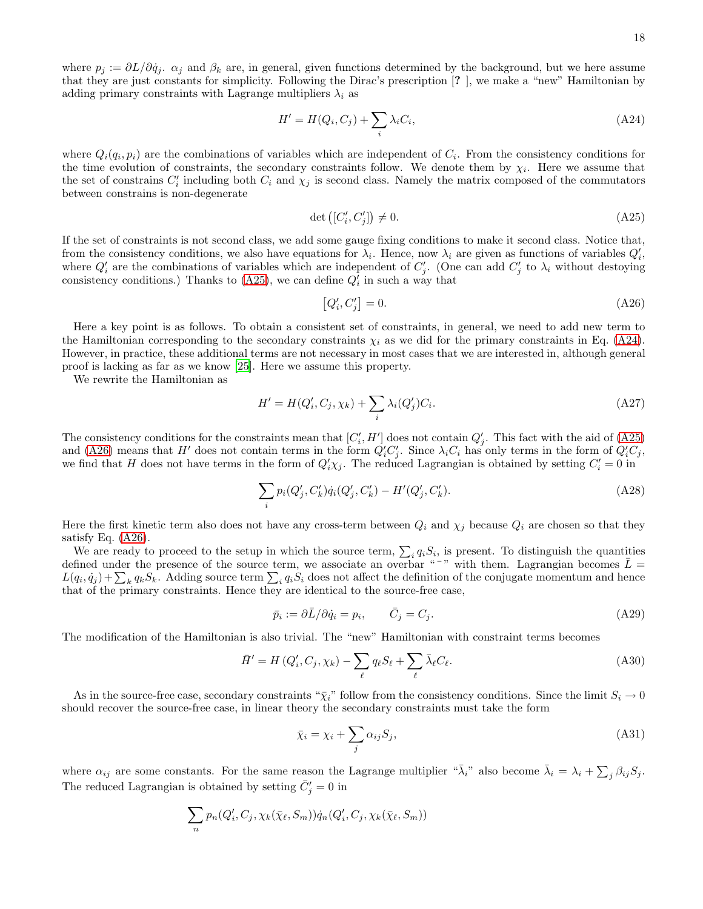where $p_j := \partial L/\partial \dot{q}_j$. $\alpha_j$ and $\beta_k$ are, in general, given functions determined by the background, but we here assume that they are just constants for simplicity. Following the Dirac's prescription [? ], we make a "new" Hamiltonian by adding primary constraints with Lagrange multipliers $\lambda_i$ as

$$H' = H(Q_i, C_j) + \sum_i \lambda_i C_i, \tag{A24}$$

where $Q_i(q_i, p_i)$ are the combinations of variables which are independent of $C_i$. From the consistency conditions for the time evolution of constraints, the secondary constraints follow. We denote them by $\chi_i$. Here we assume that the set of constrains $C'_i$ including both $C_i$ and $\chi_j$ is second class. Namely the matrix composed of the commutators between constrains is non-degenerate

$$\det\left([C'_i, C'_j]\right) \neq 0. \tag{A25}$$

If the set of constraints is not second class, we add some gauge fixing conditions to make it second class. Notice that, from the consistency conditions, we also have equations for $\lambda_i$. Hence, now $\lambda_i$ are given as functions of variables $Q'_i$, where $Q'_i$ are the combinations of variables which are independent of $C'_j$. (One can add $C'_j$ to $\lambda_i$ without destoying consistency conditions.) Thanks to (A25), we can define $Q'_i$ in such a way that

$$\left[Q'_i, C'_j\right] = 0. \tag{A26}$$

Here a key point is as follows. To obtain a consistent set of constraints, in general, we need to add new term to the Hamiltonian corresponding to the secondary constraints $\chi_i$ as we did for the primary constraints in Eq. (A24). However, in practice, these additional terms are not necessary in most cases that we are interested in, although general proof is lacking as far as we know [25]. Here we assume this property.

We rewrite the Hamiltonian as

$$H' = H(Q'_i, C_j, \chi_k) + \sum_i \lambda_i(Q'_j) C_i. \tag{A27}$$

The consistency conditions for the constraints mean that $[C'_i, H']$ does not contain $Q'_j$. This fact with the aid of (A25) and (A26) means that $H'$ does not contain terms in the form $Q'_i C'_j$. Since $\lambda_i C_i$ has only terms in the form of $Q'_i C_j$, we find that $H$ does not have terms in the form of $Q'_i \chi_j$. The reduced Lagrangian is obtained by setting $C'_i = 0$ in

$$\sum_i p_i(Q'_j, C'_k)\dot{q}_i(Q'_j, C'_k) - H'(Q'_j, C'_k). \tag{A28}$$

Here the first kinetic term also does not have any cross-term between $Q_i$ and $\chi_j$ because $Q_i$ are chosen so that they satisfy Eq. (A26).

We are ready to proceed to the setup in which the source term, $\sum_i q_i S_i$, is present. To distinguish the quantities defined under the presence of the source term, we associate an overbar "$^-$" with them. Lagrangian becomes $\bar{L} = L(q_i, \dot{q}_j) + \sum_k q_k S_k$. Adding source term $\sum_i q_i S_i$ does not affect the definition of the conjugate momentum and hence that of the primary constraints. Hence they are identical to the source-free case,

$$\bar{p}_i := \partial \bar{L}/\partial \dot{q}_i = p_i, \qquad \bar{C}_j = C_j. \tag{A29}$$

The modification of the Hamiltonian is also trivial. The "new" Hamiltonian with constraint terms becomes

$$\bar{H}' = H\left(Q'_i, C_j, \chi_k\right) - \sum_\ell q_\ell S_\ell + \sum_\ell \bar{\lambda}_\ell C_\ell. \tag{A30}$$

As in the source-free case, secondary constraints "$\bar{\chi}_i$" follow from the consistency conditions. Since the limit $S_i \to 0$ should recover the source-free case, in linear theory the secondary constraints must take the form

$$\bar{\chi}_i = \chi_i + \sum_j \alpha_{ij} S_j, \tag{A31}$$

where $\alpha_{ij}$ are some constants. For the same reason the Lagrange multiplier "$\bar{\lambda}_i$" also become $\bar{\lambda}_i = \lambda_i + \sum_j \beta_{ij} S_j$. The reduced Lagrangian is obtained by setting $\bar{C}'_j = 0$ in

$$\sum_n p_n(Q'_i, C_j, \chi_k(\bar{\chi}_\ell, S_m))\dot{q}_n(Q'_i, C_j, \chi_k(\bar{\chi}_\ell, S_m))$$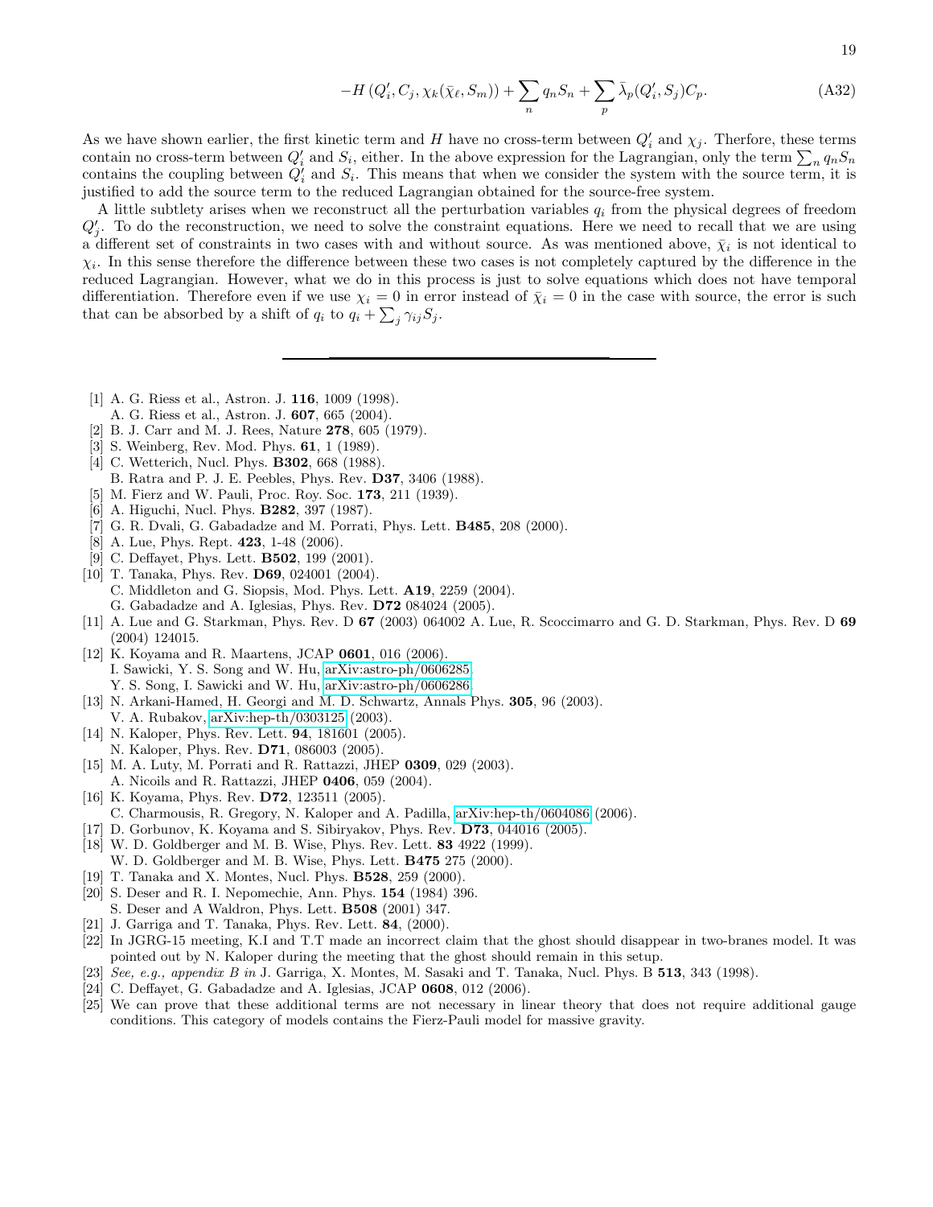$$-H\left(Q'_i, C_j, \chi_k(\bar{\chi}_\ell, S_m)\right) + \sum_n q_n S_n + \sum_p \bar{\lambda}_p(Q'_i, S_j) C_p. \tag{A32}$$

As we have shown earlier, the first kinetic term and $H$ have no cross-term between $Q'_i$ and $\chi_j$. Therfore, these terms contain no cross-term between $Q'_i$ and $S_i$, either. In the above expression for the Lagrangian, only the term $\sum_n q_n S_n$ contains the coupling between $Q'_i$ and $S_i$. This means that when we consider the system with the source term, it is justified to add the source term to the reduced Lagrangian obtained for the source-free system.

A little subtlety arises when we reconstruct all the perturbation variables $q_i$ from the physical degrees of freedom $Q'_j$. To do the reconstruction, we need to solve the constraint equations. Here we need to recall that we are using a different set of constraints in two cases with and without source. As was mentioned above, $\bar{\chi}_i$ is not identical to $\chi_i$. In this sense therefore the difference between these two cases is not completely captured by the difference in the reduced Lagrangian. However, what we do in this process is just to solve equations which does not have temporal differentiation. Therefore even if we use $\chi_i = 0$ in error instead of $\bar{\chi}_i = 0$ in the case with source, the error is such that can be absorbed by a shift of $q_i$ to $q_i + \sum_j \gamma_{ij} S_j$.

---

[1] A. G. Riess et al., Astron. J. **116**, 1009 (1998).
A. G. Riess et al., Astron. J. **607**, 665 (2004).

[2] B. J. Carr and M. J. Rees, Nature **278**, 605 (1979).

[3] S. Weinberg, Rev. Mod. Phys. **61**, 1 (1989).

[4] C. Wetterich, Nucl. Phys. **B302**, 668 (1988).
B. Ratra and P. J. E. Peebles, Phys. Rev. **D37**, 3406 (1988).

[5] M. Fierz and W. Pauli, Proc. Roy. Soc. **173**, 211 (1939).

[6] A. Higuchi, Nucl. Phys. **B282**, 397 (1987).

[7] G. R. Dvali, G. Gabadadze and M. Porrati, Phys. Lett. **B485**, 208 (2000).

[8] A. Lue, Phys. Rept. **423**, 1-48 (2006).

[9] C. Deffayet, Phys. Lett. **B502**, 199 (2001).

[10] T. Tanaka, Phys. Rev. **D69**, 024001 (2004).
C. Middleton and G. Siopsis, Mod. Phys. Lett. **A19**, 2259 (2004).
G. Gabadadze and A. Iglesias, Phys. Rev. **D72** 084024 (2005).

[11] A. Lue and G. Starkman, Phys. Rev. D **67** (2003) 064002 A. Lue, R. Scoccimarro and G. D. Starkman, Phys. Rev. D **69** (2004) 124015.

[12] K. Koyama and R. Maartens, JCAP **0601**, 016 (2006).
I. Sawicki, Y. S. Song and W. Hu, arXiv:astro-ph/0606285.
Y. S. Song, I. Sawicki and W. Hu, arXiv:astro-ph/0606286.

[13] N. Arkani-Hamed, H. Georgi and M. D. Schwartz, Annals Phys. **305**, 96 (2003).
V. A. Rubakov, arXiv:hep-th/0303125 (2003).

[14] N. Kaloper, Phys. Rev. Lett. **94**, 181601 (2005).
N. Kaloper, Phys. Rev. **D71**, 086003 (2005).

[15] M. A. Luty, M. Porrati and R. Rattazzi, JHEP **0309**, 029 (2003).
A. Nicoils and R. Rattazzi, JHEP **0406**, 059 (2004).

[16] K. Koyama, Phys. Rev. **D72**, 123511 (2005).
C. Charmousis, R. Gregory, N. Kaloper and A. Padilla, arXiv:hep-th/0604086 (2006).

[17] D. Gorbunov, K. Koyama and S. Sibiryakov, Phys. Rev. **D73**, 044016 (2005).

[18] W. D. Goldberger and M. B. Wise, Phys. Rev. Lett. **83** 4922 (1999).
W. D. Goldberger and M. B. Wise, Phys. Lett. **B475** 275 (2000).

[19] T. Tanaka and X. Montes, Nucl. Phys. **B528**, 259 (2000).

[20] S. Deser and R. I. Nepomechie, Ann. Phys. **154** (1984) 396.
S. Deser and A Waldron, Phys. Lett. **B508** (2001) 347.

[21] J. Garriga and T. Tanaka, Phys. Rev. Lett. **84**, (2000).

[22] In JGRG-15 meeting, K.I and T.T made an incorrect claim that the ghost should disappear in two-branes model. It was pointed out by N. Kaloper during the meeting that the ghost should remain in this setup.

[23] *See, e.g., appendix B in* J. Garriga, X. Montes, M. Sasaki and T. Tanaka, Nucl. Phys. B **513**, 343 (1998).

[24] C. Deffayet, G. Gabadadze and A. Iglesias, JCAP **0608**, 012 (2006).

[25] We can prove that these additional terms are not necessary in linear theory that does not require additional gauge conditions. This category of models contains the Fierz-Pauli model for massive gravity.